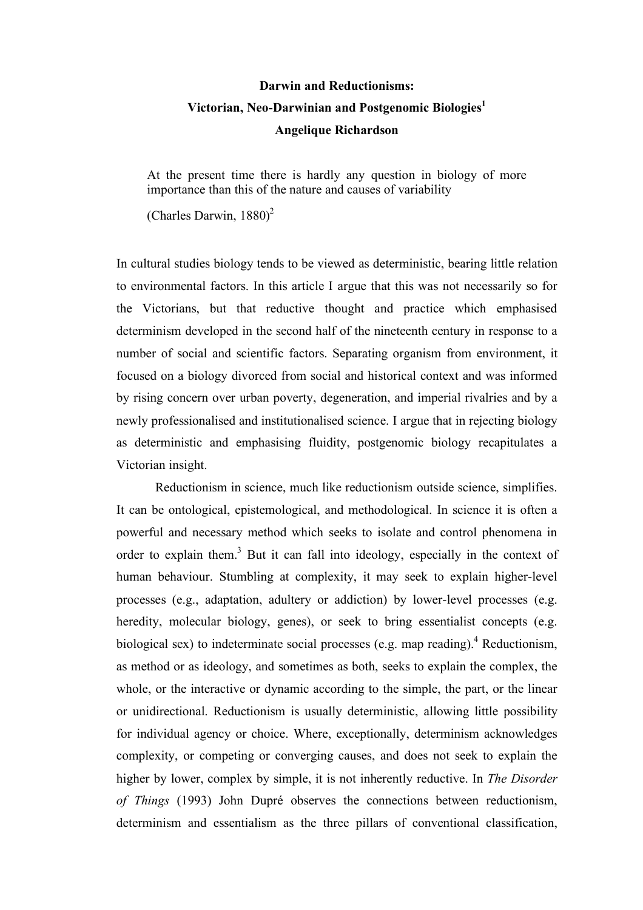# Darwin and Reductionisms:
## Victorian, Neo-Darwinian and Postgenomic Biologies[1]
### Angelique Richardson

> At the present time there is hardly any question in biology of more importance than this of the nature and causes of variability
>
> (Charles Darwin, 1880)[2]

In cultural studies biology tends to be viewed as deterministic, bearing little relation to environmental factors. In this article I argue that this was not necessarily so for the Victorians, but that reductive thought and practice which emphasised determinism developed in the second half of the nineteenth century in response to a number of social and scientific factors. Separating organism from environment, it focused on a biology divorced from social and historical context and was informed by rising concern over urban poverty, degeneration, and imperial rivalries and by a newly professionalised and institutionalised science. I argue that in rejecting biology as deterministic and emphasising fluidity, postgenomic biology recapitulates a Victorian insight.

Reductionism in science, much like reductionism outside science, simplifies. It can be ontological, epistemological, and methodological. In science it is often a powerful and necessary method which seeks to isolate and control phenomena in order to explain them.[3] But it can fall into ideology, especially in the context of human behaviour. Stumbling at complexity, it may seek to explain higher-level processes (e.g., adaptation, adultery or addiction) by lower-level processes (e.g. heredity, molecular biology, genes), or seek to bring essentialist concepts (e.g. biological sex) to indeterminate social processes (e.g. map reading).[4] Reductionism, as method or as ideology, and sometimes as both, seeks to explain the complex, the whole, or the interactive or dynamic according to the simple, the part, or the linear or unidirectional. Reductionism is usually deterministic, allowing little possibility for individual agency or choice. Where, exceptionally, determinism acknowledges complexity, or competing or converging causes, and does not seek to explain the higher by lower, complex by simple, it is not inherently reductive. In *The Disorder of Things* (1993) John Dupré observes the connections between reductionism, determinism and essentialism as the three pillars of conventional classification,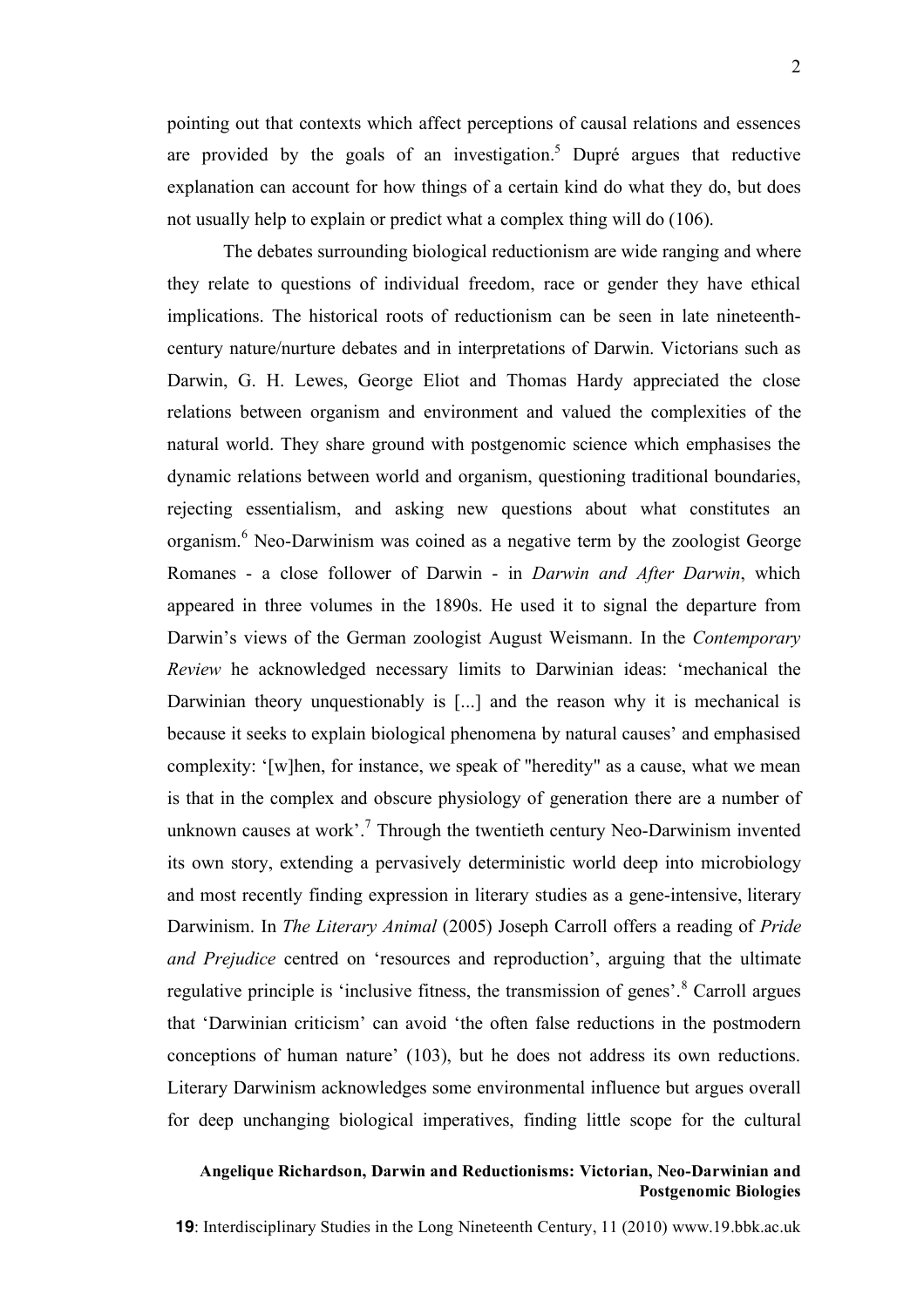pointing out that contexts which affect perceptions of causal relations and essences are provided by the goals of an investigation.[5] Dupré argues that reductive explanation can account for how things of a certain kind do what they do, but does not usually help to explain or predict what a complex thing will do (106).

The debates surrounding biological reductionism are wide ranging and where they relate to questions of individual freedom, race or gender they have ethical implications. The historical roots of reductionism can be seen in late nineteenth-century nature/nurture debates and in interpretations of Darwin. Victorians such as Darwin, G. H. Lewes, George Eliot and Thomas Hardy appreciated the close relations between organism and environment and valued the complexities of the natural world. They share ground with postgenomic science which emphasises the dynamic relations between world and organism, questioning traditional boundaries, rejecting essentialism, and asking new questions about what constitutes an organism.[6] Neo-Darwinism was coined as a negative term by the zoologist George Romanes - a close follower of Darwin - in *Darwin and After Darwin*, which appeared in three volumes in the 1890s. He used it to signal the departure from Darwin's views of the German zoologist August Weismann. In the *Contemporary Review* he acknowledged necessary limits to Darwinian ideas: 'mechanical the Darwinian theory unquestionably is [...] and the reason why it is mechanical is because it seeks to explain biological phenomena by natural causes' and emphasised complexity: '[w]hen, for instance, we speak of "heredity" as a cause, what we mean is that in the complex and obscure physiology of generation there are a number of unknown causes at work'.[7] Through the twentieth century Neo-Darwinism invented its own story, extending a pervasively deterministic world deep into microbiology and most recently finding expression in literary studies as a gene-intensive, literary Darwinism. In *The Literary Animal* (2005) Joseph Carroll offers a reading of *Pride and Prejudice* centred on 'resources and reproduction', arguing that the ultimate regulative principle is 'inclusive fitness, the transmission of genes'.[8] Carroll argues that 'Darwinian criticism' can avoid 'the often false reductions in the postmodern conceptions of human nature' (103), but he does not address its own reductions. Literary Darwinism acknowledges some environmental influence but argues overall for deep unchanging biological imperatives, finding little scope for the cultural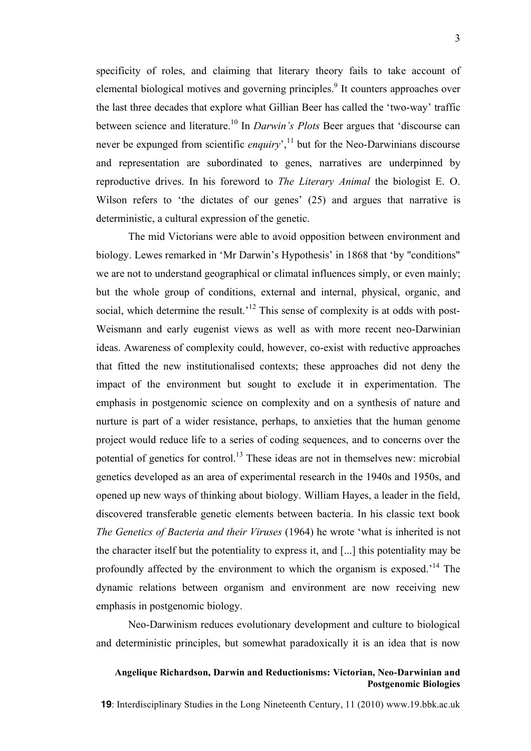specificity of roles, and claiming that literary theory fails to take account of elemental biological motives and governing principles.[9] It counters approaches over the last three decades that explore what Gillian Beer has called the 'two-way' traffic between science and literature.[10] In *Darwin's Plots* Beer argues that 'discourse can never be expunged from scientific *enquiry*',[11] but for the Neo-Darwinians discourse and representation are subordinated to genes, narratives are underpinned by reproductive drives. In his foreword to *The Literary Animal* the biologist E. O. Wilson refers to 'the dictates of our genes' (25) and argues that narrative is deterministic, a cultural expression of the genetic.

The mid Victorians were able to avoid opposition between environment and biology. Lewes remarked in 'Mr Darwin's Hypothesis' in 1868 that 'by "conditions" we are not to understand geographical or climatal influences simply, or even mainly; but the whole group of conditions, external and internal, physical, organic, and social, which determine the result.'[12] This sense of complexity is at odds with post-Weismann and early eugenist views as well as with more recent neo-Darwinian ideas. Awareness of complexity could, however, co-exist with reductive approaches that fitted the new institutionalised contexts; these approaches did not deny the impact of the environment but sought to exclude it in experimentation. The emphasis in postgenomic science on complexity and on a synthesis of nature and nurture is part of a wider resistance, perhaps, to anxieties that the human genome project would reduce life to a series of coding sequences, and to concerns over the potential of genetics for control.[13] These ideas are not in themselves new: microbial genetics developed as an area of experimental research in the 1940s and 1950s, and opened up new ways of thinking about biology. William Hayes, a leader in the field, discovered transferable genetic elements between bacteria. In his classic text book *The Genetics of Bacteria and their Viruses* (1964) he wrote 'what is inherited is not the character itself but the potentiality to express it, and [...] this potentiality may be profoundly affected by the environment to which the organism is exposed.'[14] The dynamic relations between organism and environment are now receiving new emphasis in postgenomic biology.

Neo-Darwinism reduces evolutionary development and culture to biological and deterministic principles, but somewhat paradoxically it is an idea that is now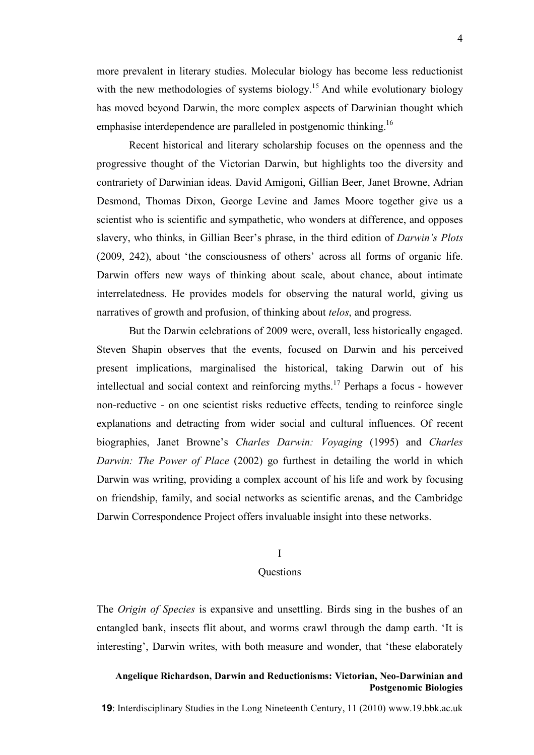more prevalent in literary studies. Molecular biology has become less reductionist with the new methodologies of systems biology.[15] And while evolutionary biology has moved beyond Darwin, the more complex aspects of Darwinian thought which emphasise interdependence are paralleled in postgenomic thinking.[16]

Recent historical and literary scholarship focuses on the openness and the progressive thought of the Victorian Darwin, but highlights too the diversity and contrariety of Darwinian ideas. David Amigoni, Gillian Beer, Janet Browne, Adrian Desmond, Thomas Dixon, George Levine and James Moore together give us a scientist who is scientific and sympathetic, who wonders at difference, and opposes slavery, who thinks, in Gillian Beer's phrase, in the third edition of *Darwin's Plots* (2009, 242), about 'the consciousness of others' across all forms of organic life. Darwin offers new ways of thinking about scale, about chance, about intimate interrelatedness. He provides models for observing the natural world, giving us narratives of growth and profusion, of thinking about *telos*, and progress.

But the Darwin celebrations of 2009 were, overall, less historically engaged. Steven Shapin observes that the events, focused on Darwin and his perceived present implications, marginalised the historical, taking Darwin out of his intellectual and social context and reinforcing myths.[17] Perhaps a focus - however non-reductive - on one scientist risks reductive effects, tending to reinforce single explanations and detracting from wider social and cultural influences. Of recent biographies, Janet Browne's *Charles Darwin: Voyaging* (1995) and *Charles Darwin: The Power of Place* (2002) go furthest in detailing the world in which Darwin was writing, providing a complex account of his life and work by focusing on friendship, family, and social networks as scientific arenas, and the Cambridge Darwin Correspondence Project offers invaluable insight into these networks.

## I
## Questions

The *Origin of Species* is expansive and unsettling. Birds sing in the bushes of an entangled bank, insects flit about, and worms crawl through the damp earth. 'It is interesting', Darwin writes, with both measure and wonder, that 'these elaborately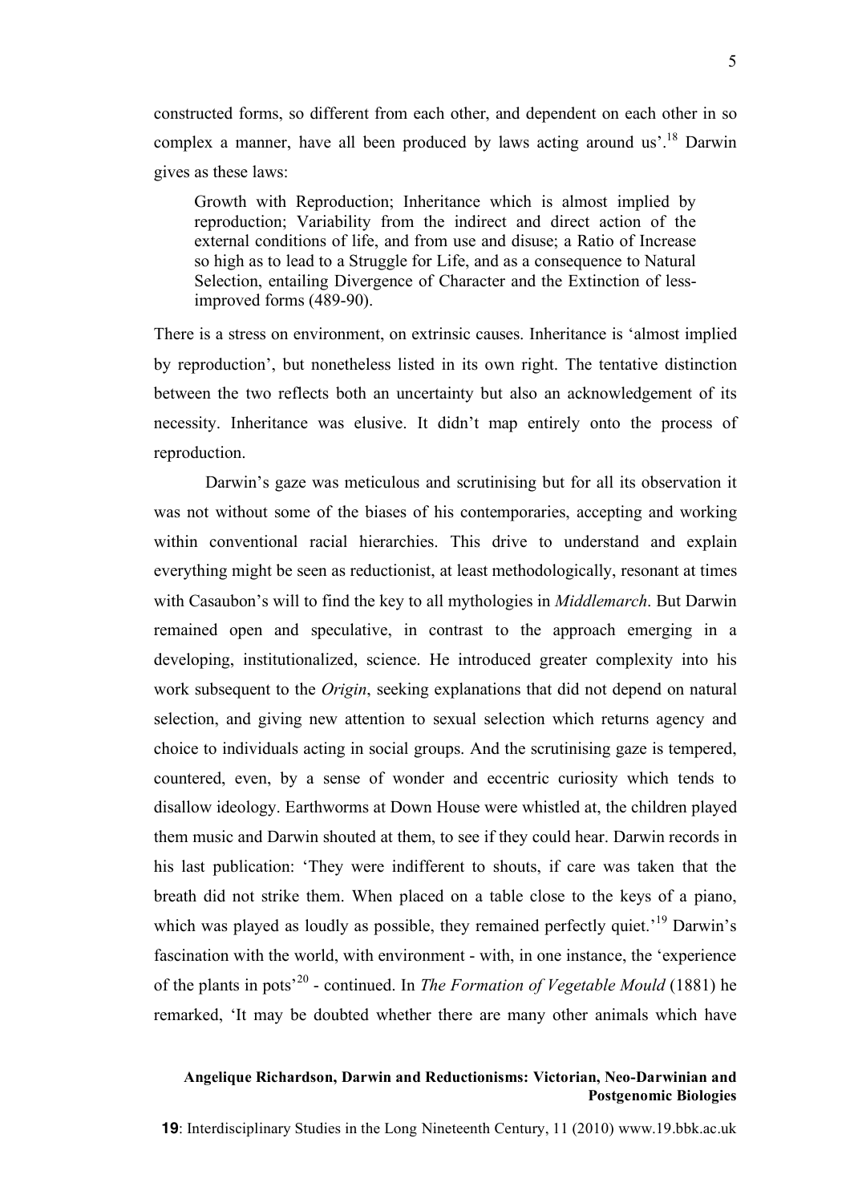constructed forms, so different from each other, and dependent on each other in so complex a manner, have all been produced by laws acting around us'.[18] Darwin gives as these laws:

> Growth with Reproduction; Inheritance which is almost implied by reproduction; Variability from the indirect and direct action of the external conditions of life, and from use and disuse; a Ratio of Increase so high as to lead to a Struggle for Life, and as a consequence to Natural Selection, entailing Divergence of Character and the Extinction of less-improved forms (489-90).

There is a stress on environment, on extrinsic causes. Inheritance is 'almost implied by reproduction', but nonetheless listed in its own right. The tentative distinction between the two reflects both an uncertainty but also an acknowledgement of its necessity. Inheritance was elusive. It didn't map entirely onto the process of reproduction.

Darwin's gaze was meticulous and scrutinising but for all its observation it was not without some of the biases of his contemporaries, accepting and working within conventional racial hierarchies. This drive to understand and explain everything might be seen as reductionist, at least methodologically, resonant at times with Casaubon's will to find the key to all mythologies in *Middlemarch*. But Darwin remained open and speculative, in contrast to the approach emerging in a developing, institutionalized, science. He introduced greater complexity into his work subsequent to the *Origin*, seeking explanations that did not depend on natural selection, and giving new attention to sexual selection which returns agency and choice to individuals acting in social groups. And the scrutinising gaze is tempered, countered, even, by a sense of wonder and eccentric curiosity which tends to disallow ideology. Earthworms at Down House were whistled at, the children played them music and Darwin shouted at them, to see if they could hear. Darwin records in his last publication: 'They were indifferent to shouts, if care was taken that the breath did not strike them. When placed on a table close to the keys of a piano, which was played as loudly as possible, they remained perfectly quiet.'[19] Darwin's fascination with the world, with environment - with, in one instance, the 'experience of the plants in pots'[20] - continued. In *The Formation of Vegetable Mould* (1881) he remarked, 'It may be doubted whether there are many other animals which have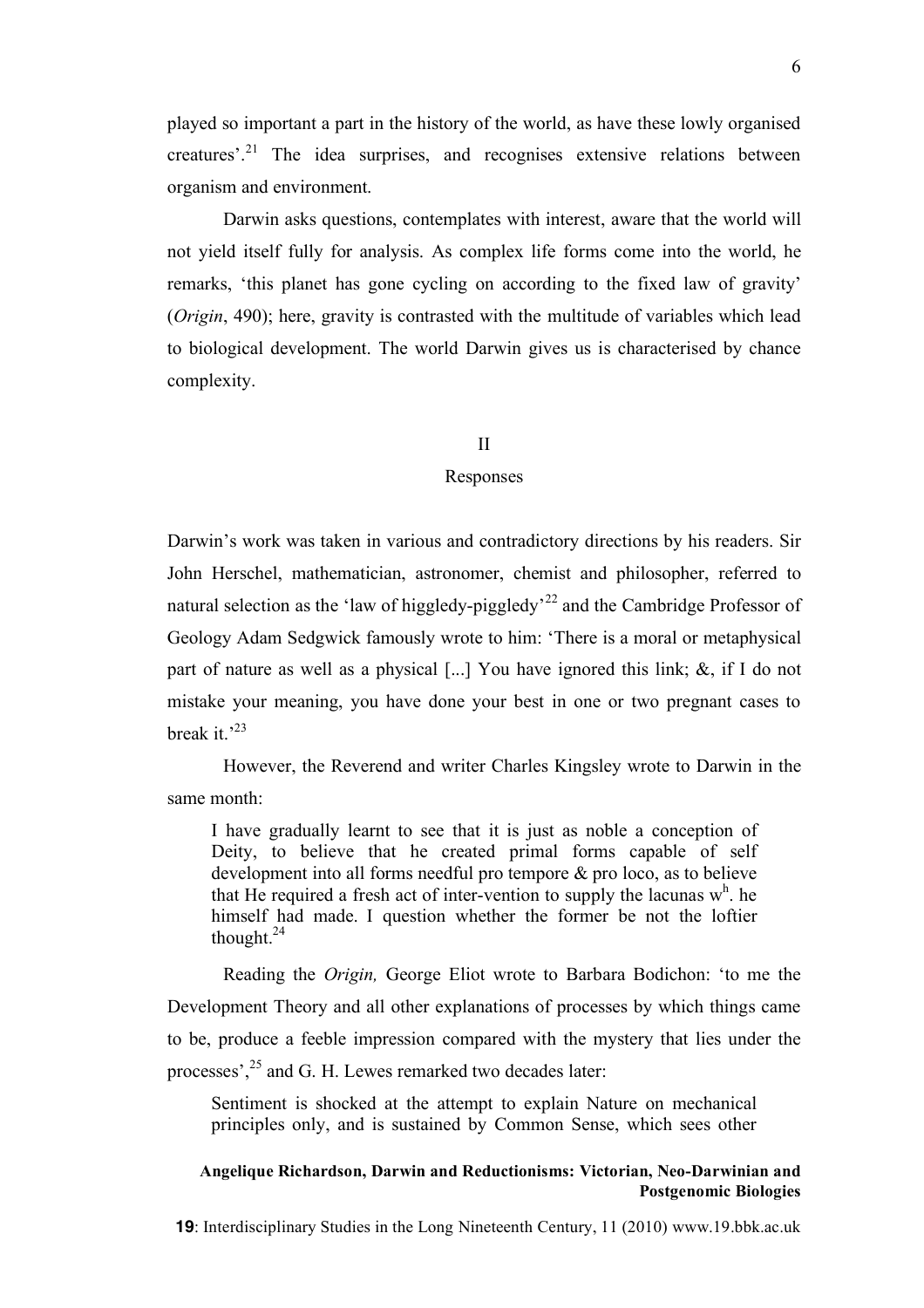played so important a part in the history of the world, as have these lowly organised creatures'.[21] The idea surprises, and recognises extensive relations between organism and environment.

Darwin asks questions, contemplates with interest, aware that the world will not yield itself fully for analysis. As complex life forms come into the world, he remarks, 'this planet has gone cycling on according to the fixed law of gravity' (*Origin*, 490); here, gravity is contrasted with the multitude of variables which lead to biological development. The world Darwin gives us is characterised by chance complexity.

## II

## Responses

Darwin's work was taken in various and contradictory directions by his readers. Sir John Herschel, mathematician, astronomer, chemist and philosopher, referred to natural selection as the 'law of higgledy-piggledy'[22] and the Cambridge Professor of Geology Adam Sedgwick famously wrote to him: 'There is a moral or metaphysical part of nature as well as a physical [...] You have ignored this link; &, if I do not mistake your meaning, you have done your best in one or two pregnant cases to break it.'[23]

However, the Reverend and writer Charles Kingsley wrote to Darwin in the same month:

> I have gradually learnt to see that it is just as noble a conception of Deity, to believe that he created primal forms capable of self development into all forms needful pro tempore & pro loco, as to believe that He required a fresh act of inter-vention to supply the lacunas w^h. he himself had made. I question whether the former be not the loftier thought.[24]

Reading the *Origin,* George Eliot wrote to Barbara Bodichon: 'to me the Development Theory and all other explanations of processes by which things came to be, produce a feeble impression compared with the mystery that lies under the processes',[25] and G. H. Lewes remarked two decades later:

> Sentiment is shocked at the attempt to explain Nature on mechanical principles only, and is sustained by Common Sense, which sees other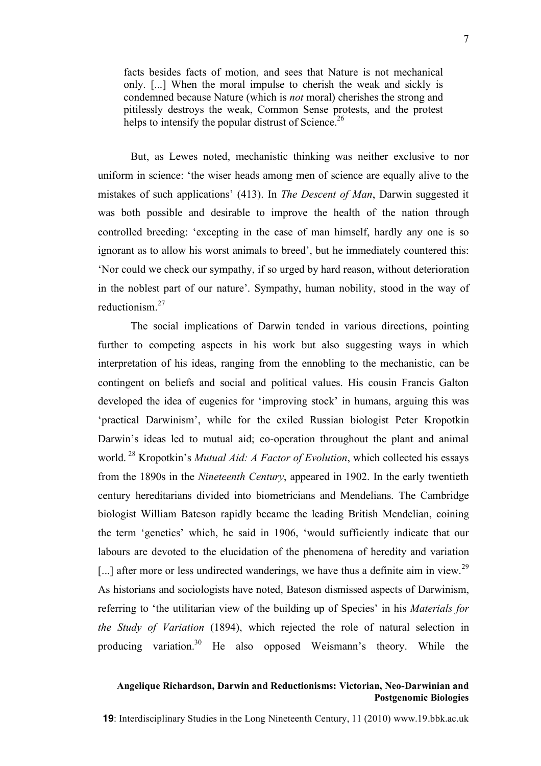> facts besides facts of motion, and sees that Nature is not mechanical only. [...] When the moral impulse to cherish the weak and sickly is condemned because Nature (which is *not* moral) cherishes the strong and pitilessly destroys the weak, Common Sense protests, and the protest helps to intensify the popular distrust of Science.[26]

But, as Lewes noted, mechanistic thinking was neither exclusive to nor uniform in science: 'the wiser heads among men of science are equally alive to the mistakes of such applications' (413). In *The Descent of Man*, Darwin suggested it was both possible and desirable to improve the health of the nation through controlled breeding: 'excepting in the case of man himself, hardly any one is so ignorant as to allow his worst animals to breed', but he immediately countered this: 'Nor could we check our sympathy, if so urged by hard reason, without deterioration in the noblest part of our nature'. Sympathy, human nobility, stood in the way of reductionism.[27]

The social implications of Darwin tended in various directions, pointing further to competing aspects in his work but also suggesting ways in which interpretation of his ideas, ranging from the ennobling to the mechanistic, can be contingent on beliefs and social and political values. His cousin Francis Galton developed the idea of eugenics for 'improving stock' in humans, arguing this was 'practical Darwinism', while for the exiled Russian biologist Peter Kropotkin Darwin's ideas led to mutual aid; co-operation throughout the plant and animal world.[28] Kropotkin's *Mutual Aid: A Factor of Evolution*, which collected his essays from the 1890s in the *Nineteenth Century*, appeared in 1902. In the early twentieth century hereditarians divided into biometricians and Mendelians. The Cambridge biologist William Bateson rapidly became the leading British Mendelian, coining the term 'genetics' which, he said in 1906, 'would sufficiently indicate that our labours are devoted to the elucidation of the phenomena of heredity and variation [...] after more or less undirected wanderings, we have thus a definite aim in view.[29] As historians and sociologists have noted, Bateson dismissed aspects of Darwinism, referring to 'the utilitarian view of the building up of Species' in his *Materials for the Study of Variation* (1894), which rejected the role of natural selection in producing variation.[30] He also opposed Weismann's theory. While the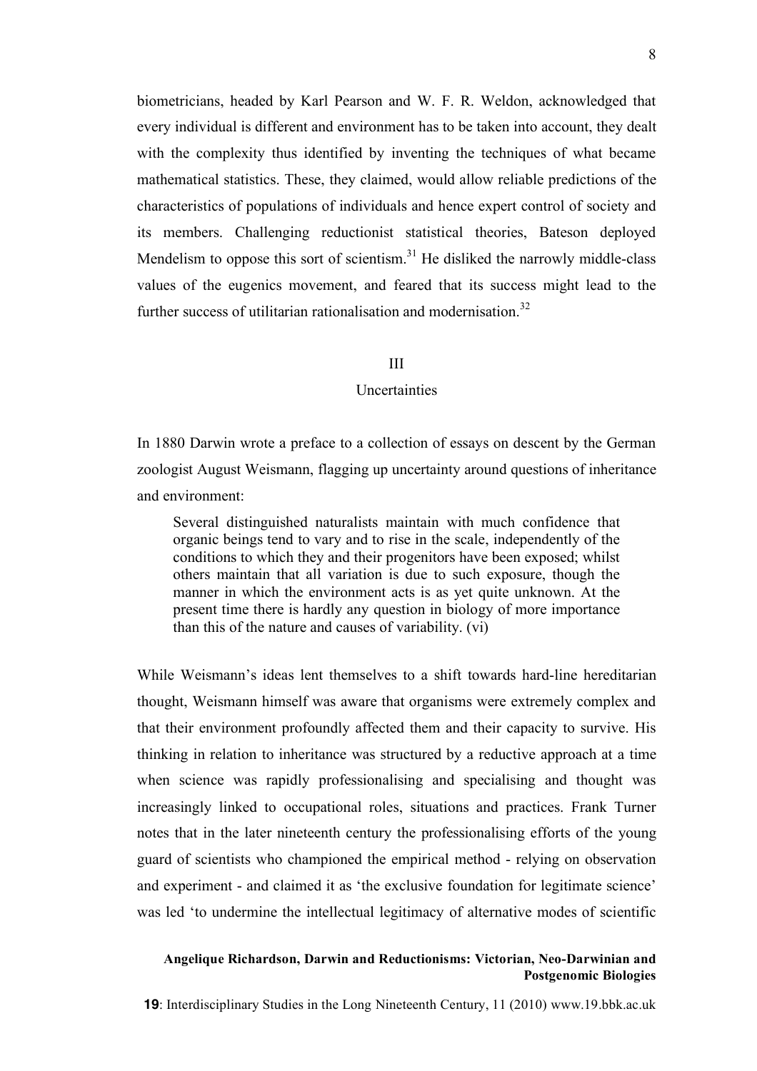biometricians, headed by Karl Pearson and W. F. R. Weldon, acknowledged that every individual is different and environment has to be taken into account, they dealt with the complexity thus identified by inventing the techniques of what became mathematical statistics. These, they claimed, would allow reliable predictions of the characteristics of populations of individuals and hence expert control of society and its members. Challenging reductionist statistical theories, Bateson deployed Mendelism to oppose this sort of scientism.[31] He disliked the narrowly middle-class values of the eugenics movement, and feared that its success might lead to the further success of utilitarian rationalisation and modernisation.[32]

## III
## Uncertainties

In 1880 Darwin wrote a preface to a collection of essays on descent by the German zoologist August Weismann, flagging up uncertainty around questions of inheritance and environment:

> Several distinguished naturalists maintain with much confidence that organic beings tend to vary and to rise in the scale, independently of the conditions to which they and their progenitors have been exposed; whilst others maintain that all variation is due to such exposure, though the manner in which the environment acts is as yet quite unknown. At the present time there is hardly any question in biology of more importance than this of the nature and causes of variability. (vi)

While Weismann's ideas lent themselves to a shift towards hard-line hereditarian thought, Weismann himself was aware that organisms were extremely complex and that their environment profoundly affected them and their capacity to survive. His thinking in relation to inheritance was structured by a reductive approach at a time when science was rapidly professionalising and specialising and thought was increasingly linked to occupational roles, situations and practices. Frank Turner notes that in the later nineteenth century the professionalising efforts of the young guard of scientists who championed the empirical method - relying on observation and experiment - and claimed it as 'the exclusive foundation for legitimate science' was led 'to undermine the intellectual legitimacy of alternative modes of scientific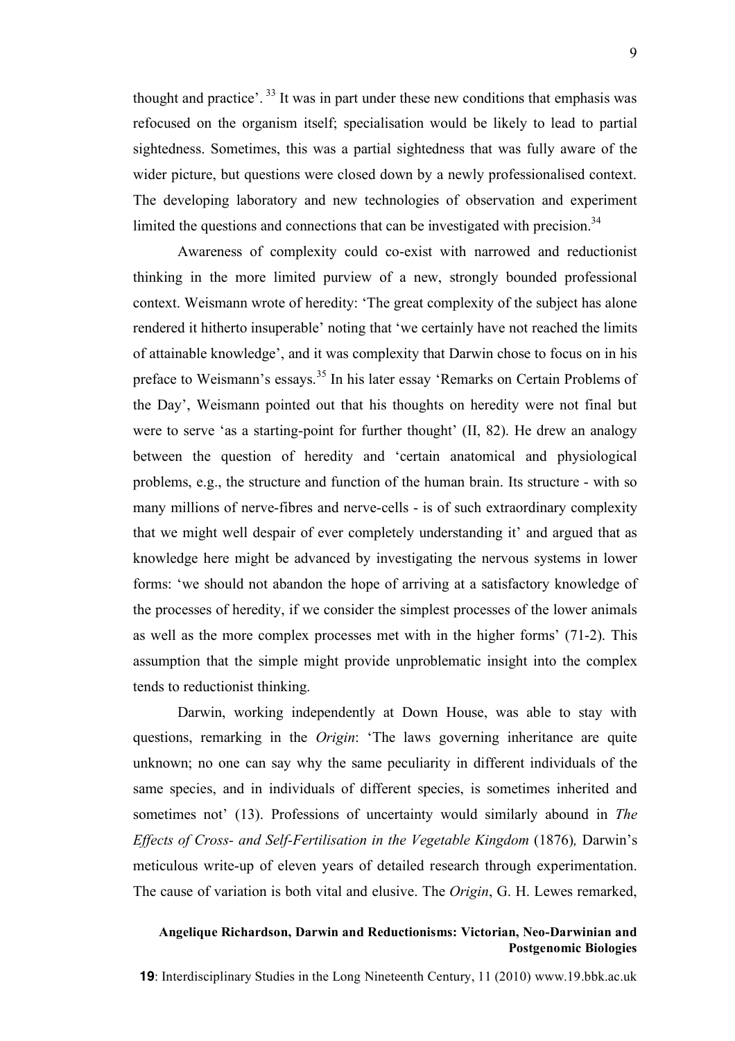thought and practice'.[33] It was in part under these new conditions that emphasis was refocused on the organism itself; specialisation would be likely to lead to partial sightedness. Sometimes, this was a partial sightedness that was fully aware of the wider picture, but questions were closed down by a newly professionalised context. The developing laboratory and new technologies of observation and experiment limited the questions and connections that can be investigated with precision.[34]

Awareness of complexity could co-exist with narrowed and reductionist thinking in the more limited purview of a new, strongly bounded professional context. Weismann wrote of heredity: 'The great complexity of the subject has alone rendered it hitherto insuperable' noting that 'we certainly have not reached the limits of attainable knowledge', and it was complexity that Darwin chose to focus on in his preface to Weismann's essays.[35] In his later essay 'Remarks on Certain Problems of the Day', Weismann pointed out that his thoughts on heredity were not final but were to serve 'as a starting-point for further thought' (II, 82). He drew an analogy between the question of heredity and 'certain anatomical and physiological problems, e.g., the structure and function of the human brain. Its structure - with so many millions of nerve-fibres and nerve-cells - is of such extraordinary complexity that we might well despair of ever completely understanding it' and argued that as knowledge here might be advanced by investigating the nervous systems in lower forms: 'we should not abandon the hope of arriving at a satisfactory knowledge of the processes of heredity, if we consider the simplest processes of the lower animals as well as the more complex processes met with in the higher forms' (71-2). This assumption that the simple might provide unproblematic insight into the complex tends to reductionist thinking.

Darwin, working independently at Down House, was able to stay with questions, remarking in the *Origin*: 'The laws governing inheritance are quite unknown; no one can say why the same peculiarity in different individuals of the same species, and in individuals of different species, is sometimes inherited and sometimes not' (13). Professions of uncertainty would similarly abound in *The Effects of Cross- and Self-Fertilisation in the Vegetable Kingdom* (1876), Darwin's meticulous write-up of eleven years of detailed research through experimentation. The cause of variation is both vital and elusive. The *Origin*, G. H. Lewes remarked,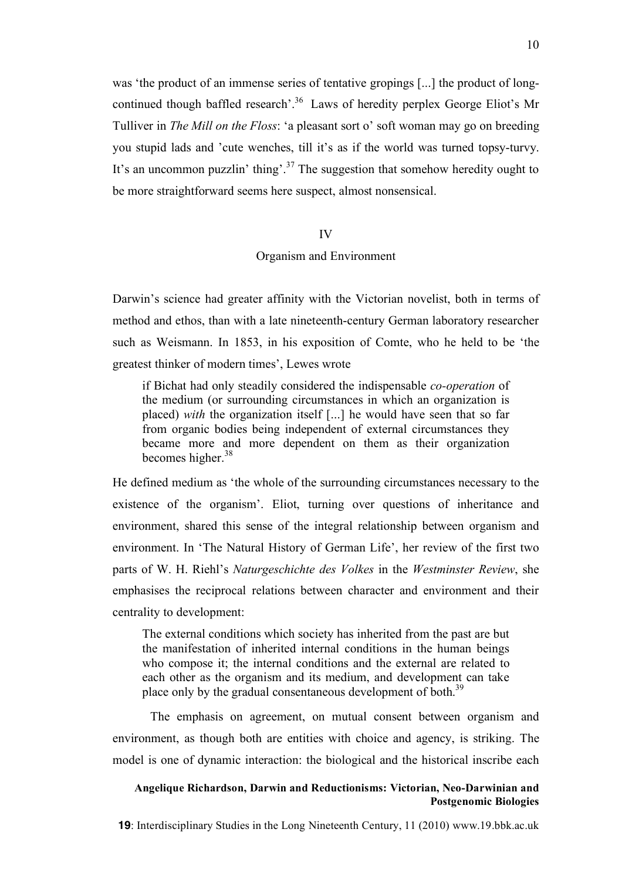was 'the product of an immense series of tentative gropings [...] the product of long-continued though baffled research'.[36] Laws of heredity perplex George Eliot's Mr Tulliver in *The Mill on the Floss*: 'a pleasant sort o' soft woman may go on breeding you stupid lads and 'cute wenches, till it's as if the world was turned topsy-turvy. It's an uncommon puzzlin' thing'.[37] The suggestion that somehow heredity ought to be more straightforward seems here suspect, almost nonsensical.

## IV

## Organism and Environment

Darwin's science had greater affinity with the Victorian novelist, both in terms of method and ethos, than with a late nineteenth-century German laboratory researcher such as Weismann. In 1853, in his exposition of Comte, who he held to be 'the greatest thinker of modern times', Lewes wrote

> if Bichat had only steadily considered the indispensable *co-operation* of the medium (or surrounding circumstances in which an organization is placed) *with* the organization itself [...] he would have seen that so far from organic bodies being independent of external circumstances they became more and more dependent on them as their organization becomes higher.[38]

He defined medium as 'the whole of the surrounding circumstances necessary to the existence of the organism'. Eliot, turning over questions of inheritance and environment, shared this sense of the integral relationship between organism and environment. In 'The Natural History of German Life', her review of the first two parts of W. H. Riehl's *Naturgeschichte des Volkes* in the *Westminster Review*, she emphasises the reciprocal relations between character and environment and their centrality to development:

> The external conditions which society has inherited from the past are but the manifestation of inherited internal conditions in the human beings who compose it; the internal conditions and the external are related to each other as the organism and its medium, and development can take place only by the gradual consentaneous development of both.[39]

The emphasis on agreement, on mutual consent between organism and environment, as though both are entities with choice and agency, is striking. The model is one of dynamic interaction: the biological and the historical inscribe each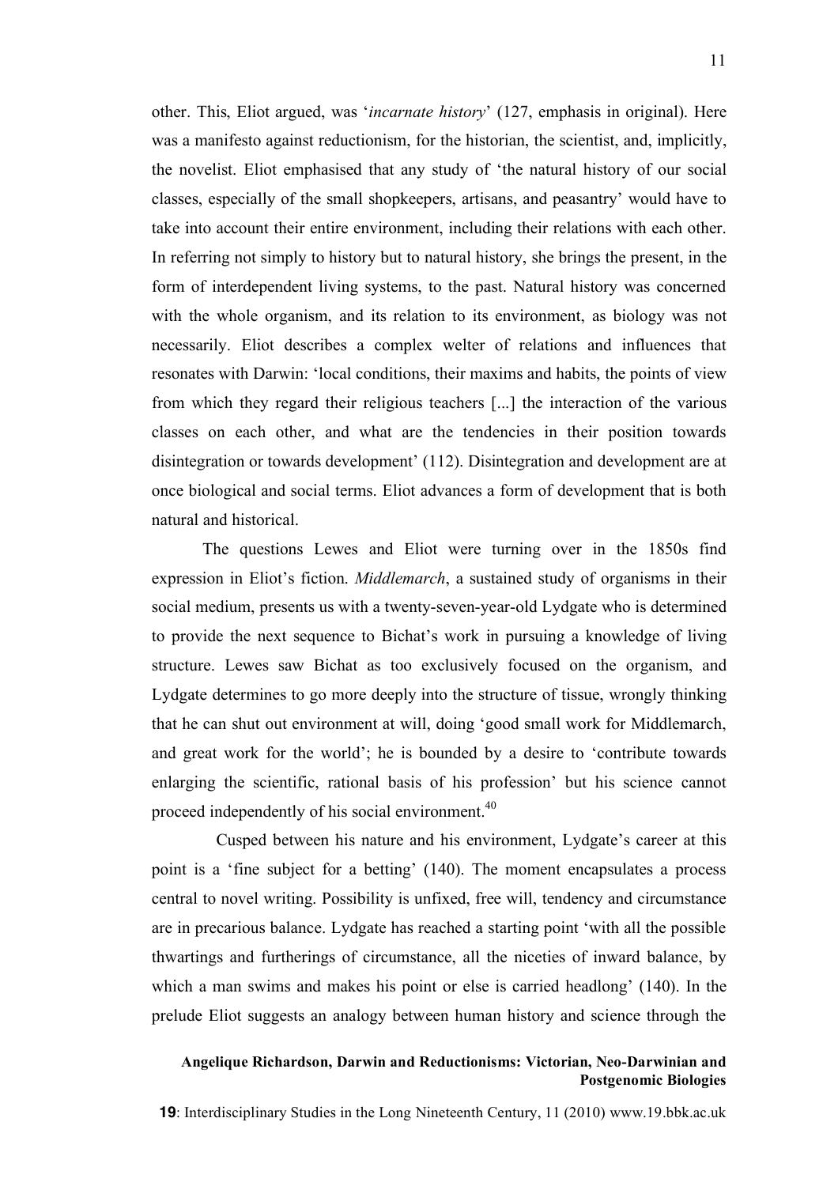other. This, Eliot argued, was '*incarnate history*' (127, emphasis in original). Here was a manifesto against reductionism, for the historian, the scientist, and, implicitly, the novelist. Eliot emphasised that any study of 'the natural history of our social classes, especially of the small shopkeepers, artisans, and peasantry' would have to take into account their entire environment, including their relations with each other. In referring not simply to history but to natural history, she brings the present, in the form of interdependent living systems, to the past. Natural history was concerned with the whole organism, and its relation to its environment, as biology was not necessarily. Eliot describes a complex welter of relations and influences that resonates with Darwin: 'local conditions, their maxims and habits, the points of view from which they regard their religious teachers [...] the interaction of the various classes on each other, and what are the tendencies in their position towards disintegration or towards development' (112). Disintegration and development are at once biological and social terms. Eliot advances a form of development that is both natural and historical.

The questions Lewes and Eliot were turning over in the 1850s find expression in Eliot's fiction. *Middlemarch*, a sustained study of organisms in their social medium, presents us with a twenty-seven-year-old Lydgate who is determined to provide the next sequence to Bichat's work in pursuing a knowledge of living structure. Lewes saw Bichat as too exclusively focused on the organism, and Lydgate determines to go more deeply into the structure of tissue, wrongly thinking that he can shut out environment at will, doing 'good small work for Middlemarch, and great work for the world'; he is bounded by a desire to 'contribute towards enlarging the scientific, rational basis of his profession' but his science cannot proceed independently of his social environment.[40]

Cusped between his nature and his environment, Lydgate's career at this point is a 'fine subject for a betting' (140). The moment encapsulates a process central to novel writing. Possibility is unfixed, free will, tendency and circumstance are in precarious balance. Lydgate has reached a starting point 'with all the possible thwartings and furtherings of circumstance, all the niceties of inward balance, by which a man swims and makes his point or else is carried headlong' (140). In the prelude Eliot suggests an analogy between human history and science through the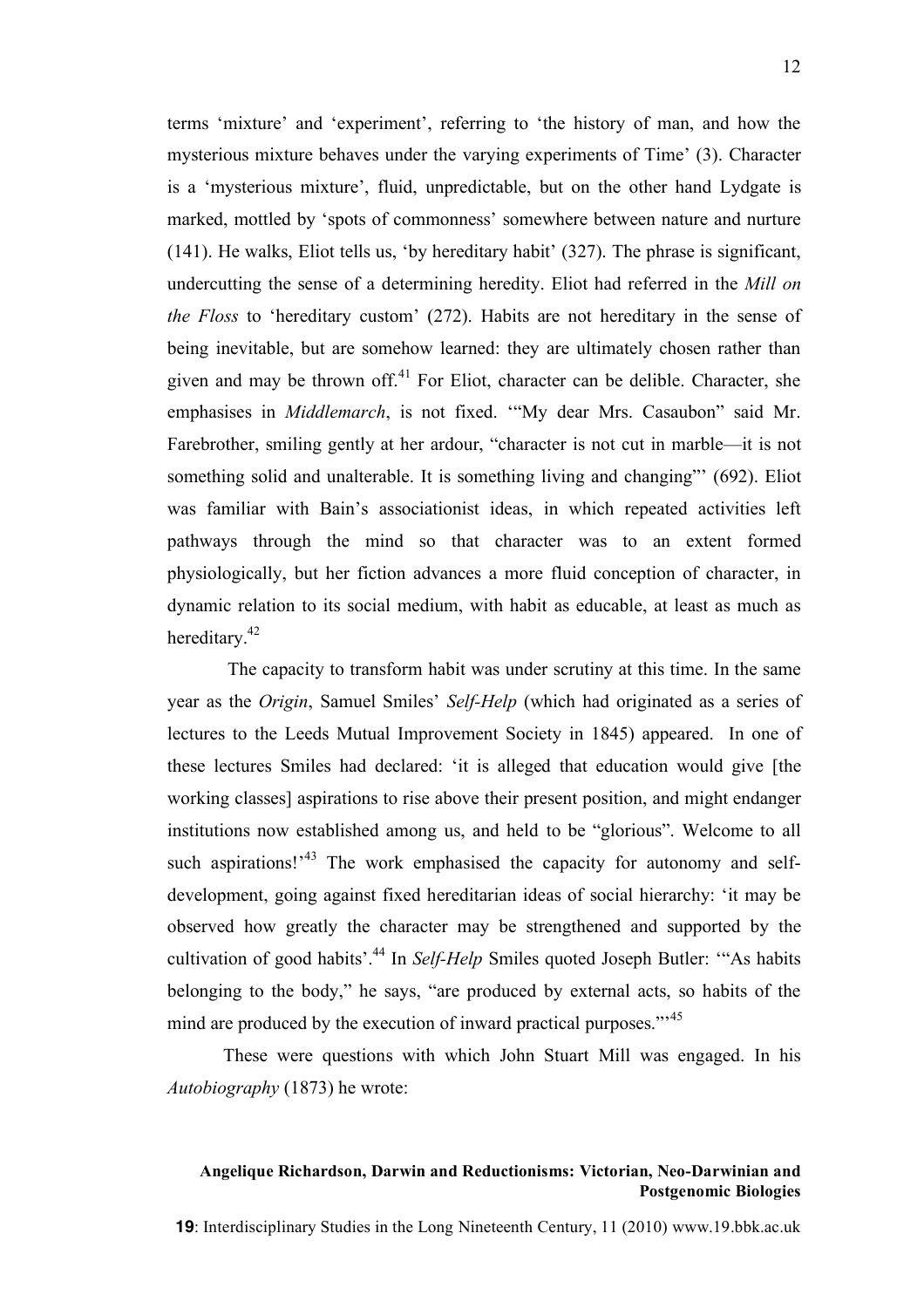terms 'mixture' and 'experiment', referring to 'the history of man, and how the mysterious mixture behaves under the varying experiments of Time' (3). Character is a 'mysterious mixture', fluid, unpredictable, but on the other hand Lydgate is marked, mottled by 'spots of commonness' somewhere between nature and nurture (141). He walks, Eliot tells us, 'by hereditary habit' (327). The phrase is significant, undercutting the sense of a determining heredity. Eliot had referred in the *Mill on the Floss* to 'hereditary custom' (272). Habits are not hereditary in the sense of being inevitable, but are somehow learned: they are ultimately chosen rather than given and may be thrown off.[41] For Eliot, character can be delible. Character, she emphasises in *Middlemarch*, is not fixed. '"My dear Mrs. Casaubon" said Mr. Farebrother, smiling gently at her ardour, "character is not cut in marble—it is not something solid and unalterable. It is something living and changing"' (692). Eliot was familiar with Bain's associationist ideas, in which repeated activities left pathways through the mind so that character was to an extent formed physiologically, but her fiction advances a more fluid conception of character, in dynamic relation to its social medium, with habit as educable, at least as much as hereditary.[42]

The capacity to transform habit was under scrutiny at this time. In the same year as the *Origin*, Samuel Smiles' *Self-Help* (which had originated as a series of lectures to the Leeds Mutual Improvement Society in 1845) appeared. In one of these lectures Smiles had declared: 'it is alleged that education would give [the working classes] aspirations to rise above their present position, and might endanger institutions now established among us, and held to be "glorious". Welcome to all such aspirations!'[43] The work emphasised the capacity for autonomy and self-development, going against fixed hereditarian ideas of social hierarchy: 'it may be observed how greatly the character may be strengthened and supported by the cultivation of good habits'.[44] In *Self-Help* Smiles quoted Joseph Butler: '"As habits belonging to the body," he says, "are produced by external acts, so habits of the mind are produced by the execution of inward practical purposes."'[45]

These were questions with which John Stuart Mill was engaged. In his *Autobiography* (1873) he wrote: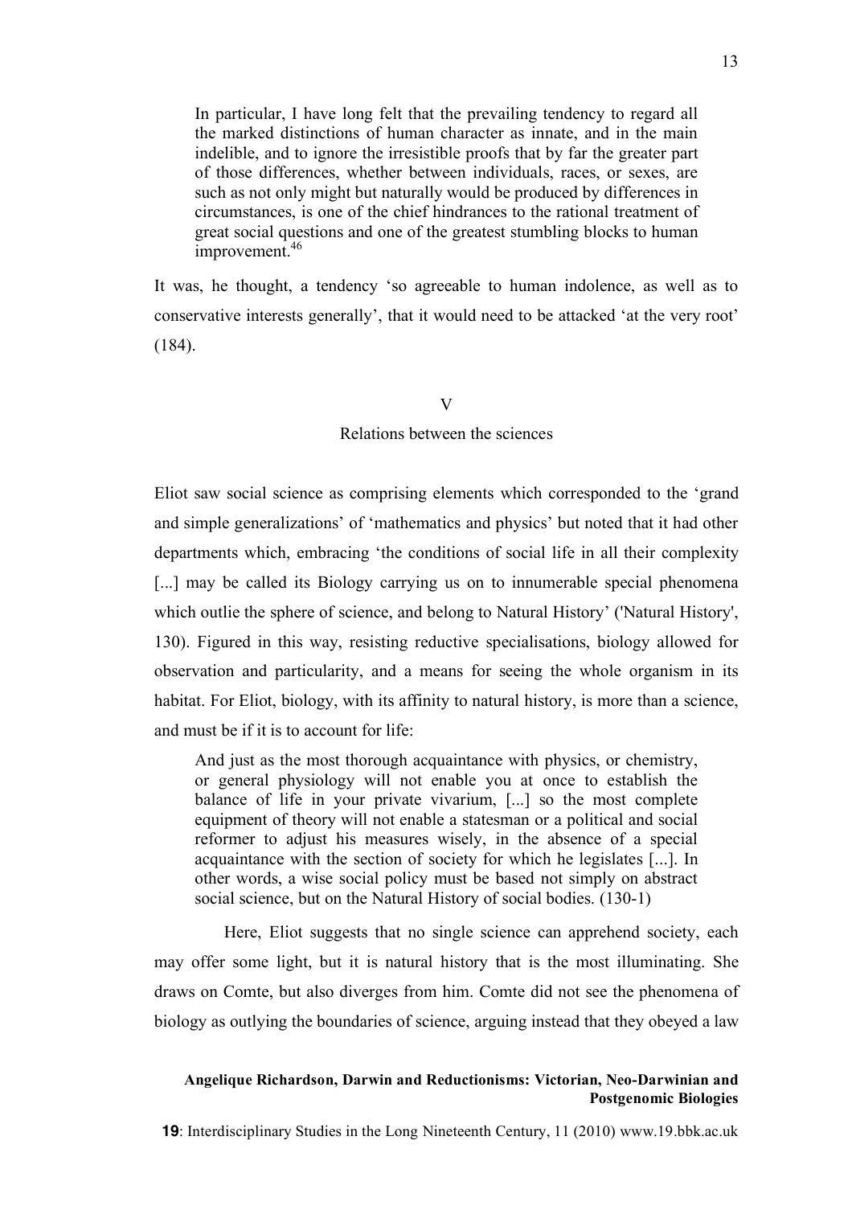> In particular, I have long felt that the prevailing tendency to regard all the marked distinctions of human character as innate, and in the main indelible, and to ignore the irresistible proofs that by far the greater part of those differences, whether between individuals, races, or sexes, are such as not only might but naturally would be produced by differences in circumstances, is one of the chief hindrances to the rational treatment of great social questions and one of the greatest stumbling blocks to human improvement.[46]

It was, he thought, a tendency 'so agreeable to human indolence, as well as to conservative interests generally', that it would need to be attacked 'at the very root' (184).

## V

## Relations between the sciences

Eliot saw social science as comprising elements which corresponded to the 'grand and simple generalizations' of 'mathematics and physics' but noted that it had other departments which, embracing 'the conditions of social life in all their complexity [...] may be called its Biology carrying us on to innumerable special phenomena which outlie the sphere of science, and belong to Natural History' ('Natural History', 130). Figured in this way, resisting reductive specialisations, biology allowed for observation and particularity, and a means for seeing the whole organism in its habitat. For Eliot, biology, with its affinity to natural history, is more than a science, and must be if it is to account for life:

> And just as the most thorough acquaintance with physics, or chemistry, or general physiology will not enable you at once to establish the balance of life in your private vivarium, [...] so the most complete equipment of theory will not enable a statesman or a political and social reformer to adjust his measures wisely, in the absence of a special acquaintance with the section of society for which he legislates [...]. In other words, a wise social policy must be based not simply on abstract social science, but on the Natural History of social bodies. (130-1)

Here, Eliot suggests that no single science can apprehend society, each may offer some light, but it is natural history that is the most illuminating. She draws on Comte, but also diverges from him. Comte did not see the phenomena of biology as outlying the boundaries of science, arguing instead that they obeyed a law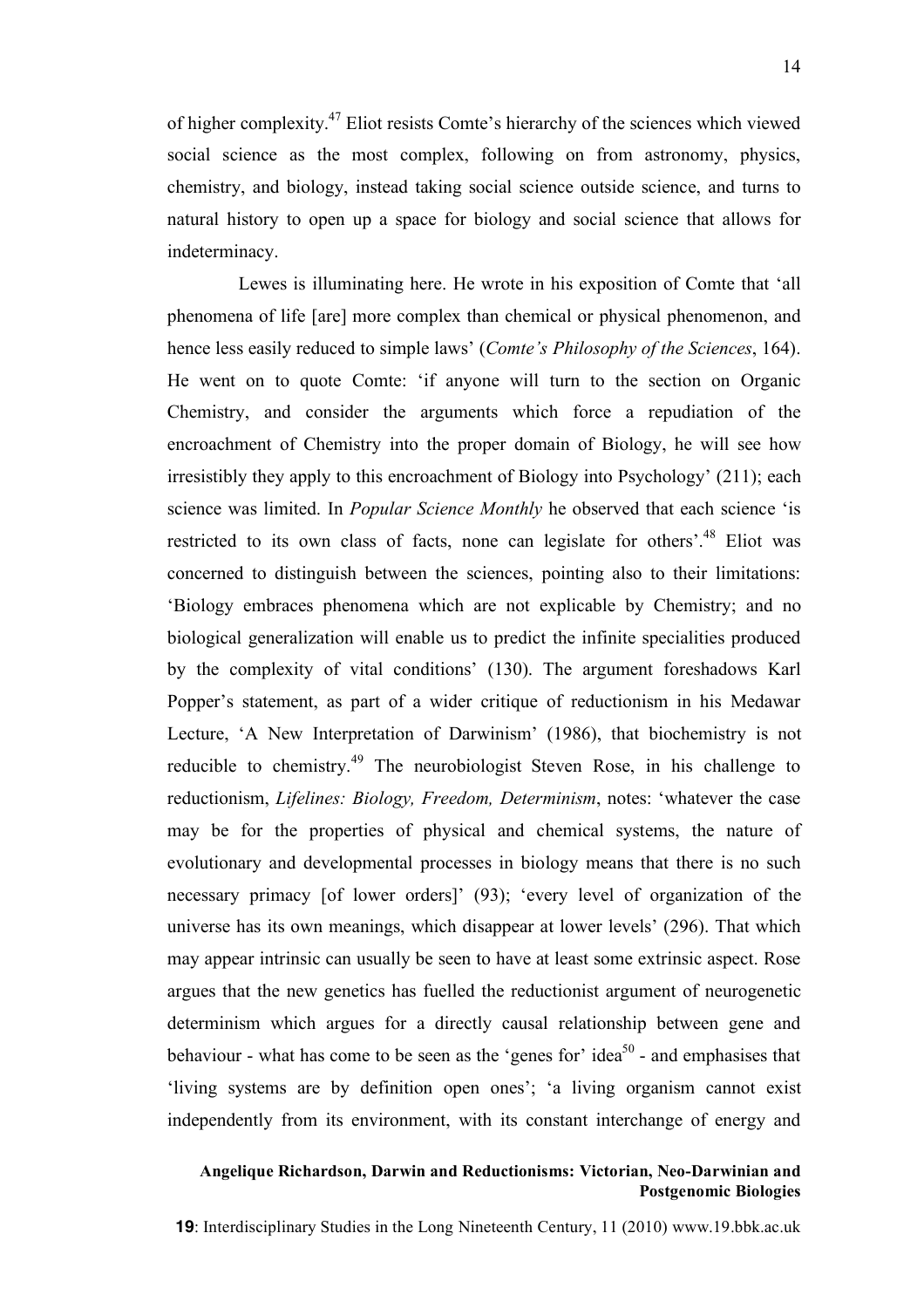of higher complexity.[47] Eliot resists Comte's hierarchy of the sciences which viewed social science as the most complex, following on from astronomy, physics, chemistry, and biology, instead taking social science outside science, and turns to natural history to open up a space for biology and social science that allows for indeterminacy.

Lewes is illuminating here. He wrote in his exposition of Comte that 'all phenomena of life [are] more complex than chemical or physical phenomenon, and hence less easily reduced to simple laws' (*Comte's Philosophy of the Sciences*, 164). He went on to quote Comte: 'if anyone will turn to the section on Organic Chemistry, and consider the arguments which force a repudiation of the encroachment of Chemistry into the proper domain of Biology, he will see how irresistibly they apply to this encroachment of Biology into Psychology' (211); each science was limited. In *Popular Science Monthly* he observed that each science 'is restricted to its own class of facts, none can legislate for others'.[48] Eliot was concerned to distinguish between the sciences, pointing also to their limitations: 'Biology embraces phenomena which are not explicable by Chemistry; and no biological generalization will enable us to predict the infinite specialities produced by the complexity of vital conditions' (130). The argument foreshadows Karl Popper's statement, as part of a wider critique of reductionism in his Medawar Lecture, 'A New Interpretation of Darwinism' (1986), that biochemistry is not reducible to chemistry.[49] The neurobiologist Steven Rose, in his challenge to reductionism, *Lifelines: Biology, Freedom, Determinism*, notes: 'whatever the case may be for the properties of physical and chemical systems, the nature of evolutionary and developmental processes in biology means that there is no such necessary primacy [of lower orders]' (93); 'every level of organization of the universe has its own meanings, which disappear at lower levels' (296). That which may appear intrinsic can usually be seen to have at least some extrinsic aspect. Rose argues that the new genetics has fuelled the reductionist argument of neurogenetic determinism which argues for a directly causal relationship between gene and behaviour - what has come to be seen as the 'genes for' idea[50] - and emphasises that 'living systems are by definition open ones'; 'a living organism cannot exist independently from its environment, with its constant interchange of energy and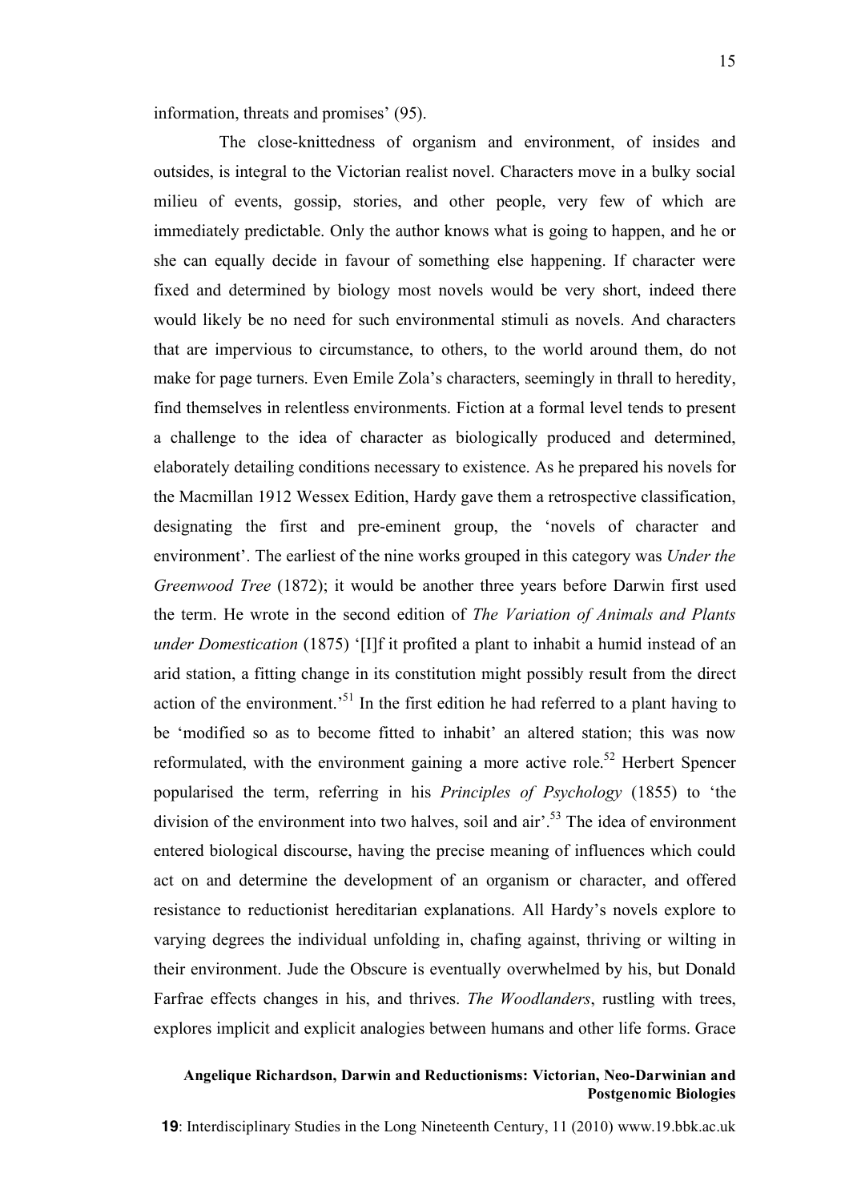information, threats and promises' (95).

The close-knittedness of organism and environment, of insides and outsides, is integral to the Victorian realist novel. Characters move in a bulky social milieu of events, gossip, stories, and other people, very few of which are immediately predictable. Only the author knows what is going to happen, and he or she can equally decide in favour of something else happening. If character were fixed and determined by biology most novels would be very short, indeed there would likely be no need for such environmental stimuli as novels. And characters that are impervious to circumstance, to others, to the world around them, do not make for page turners. Even Emile Zola's characters, seemingly in thrall to heredity, find themselves in relentless environments. Fiction at a formal level tends to present a challenge to the idea of character as biologically produced and determined, elaborately detailing conditions necessary to existence. As he prepared his novels for the Macmillan 1912 Wessex Edition, Hardy gave them a retrospective classification, designating the first and pre-eminent group, the 'novels of character and environment'. The earliest of the nine works grouped in this category was *Under the Greenwood Tree* (1872); it would be another three years before Darwin first used the term. He wrote in the second edition of *The Variation of Animals and Plants under Domestication* (1875) '[I]f it profited a plant to inhabit a humid instead of an arid station, a fitting change in its constitution might possibly result from the direct action of the environment.'[51] In the first edition he had referred to a plant having to be 'modified so as to become fitted to inhabit' an altered station; this was now reformulated, with the environment gaining a more active role.[52] Herbert Spencer popularised the term, referring in his *Principles of Psychology* (1855) to 'the division of the environment into two halves, soil and air'.[53] The idea of environment entered biological discourse, having the precise meaning of influences which could act on and determine the development of an organism or character, and offered resistance to reductionist hereditarian explanations. All Hardy's novels explore to varying degrees the individual unfolding in, chafing against, thriving or wilting in their environment. Jude the Obscure is eventually overwhelmed by his, but Donald Farfrae effects changes in his, and thrives. *The Woodlanders*, rustling with trees, explores implicit and explicit analogies between humans and other life forms. Grace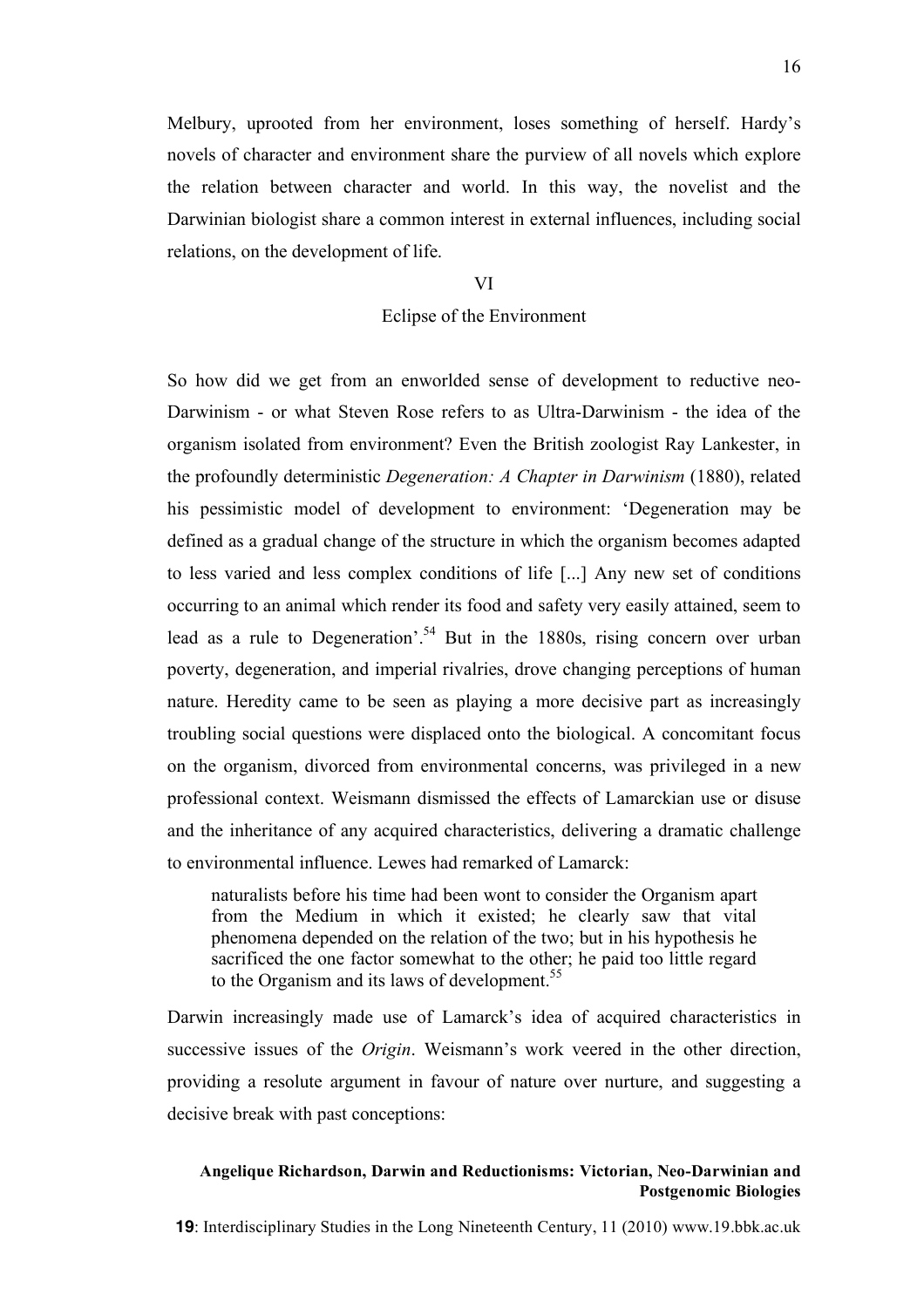Melbury, uprooted from her environment, loses something of herself. Hardy's novels of character and environment share the purview of all novels which explore the relation between character and world. In this way, the novelist and the Darwinian biologist share a common interest in external influences, including social relations, on the development of life.

## VI

## Eclipse of the Environment

So how did we get from an enworlded sense of development to reductive neo-Darwinism - or what Steven Rose refers to as Ultra-Darwinism - the idea of the organism isolated from environment? Even the British zoologist Ray Lankester, in the profoundly deterministic *Degeneration: A Chapter in Darwinism* (1880), related his pessimistic model of development to environment: 'Degeneration may be defined as a gradual change of the structure in which the organism becomes adapted to less varied and less complex conditions of life [...] Any new set of conditions occurring to an animal which render its food and safety very easily attained, seem to lead as a rule to Degeneration'.[54] But in the 1880s, rising concern over urban poverty, degeneration, and imperial rivalries, drove changing perceptions of human nature. Heredity came to be seen as playing a more decisive part as increasingly troubling social questions were displaced onto the biological. A concomitant focus on the organism, divorced from environmental concerns, was privileged in a new professional context. Weismann dismissed the effects of Lamarckian use or disuse and the inheritance of any acquired characteristics, delivering a dramatic challenge to environmental influence. Lewes had remarked of Lamarck:

> naturalists before his time had been wont to consider the Organism apart from the Medium in which it existed; he clearly saw that vital phenomena depended on the relation of the two; but in his hypothesis he sacrificed the one factor somewhat to the other; he paid too little regard to the Organism and its laws of development.[55]

Darwin increasingly made use of Lamarck's idea of acquired characteristics in successive issues of the *Origin*. Weismann's work veered in the other direction, providing a resolute argument in favour of nature over nurture, and suggesting a decisive break with past conceptions: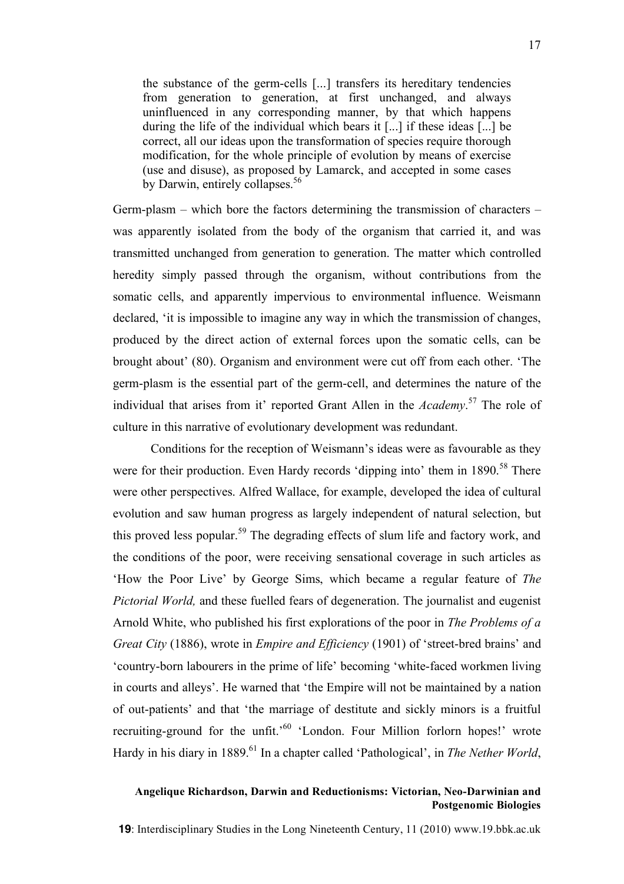> the substance of the germ-cells [...] transfers its hereditary tendencies from generation to generation, at first unchanged, and always uninfluenced in any corresponding manner, by that which happens during the life of the individual which bears it [...] if these ideas [...] be correct, all our ideas upon the transformation of species require thorough modification, for the whole principle of evolution by means of exercise (use and disuse), as proposed by Lamarck, and accepted in some cases by Darwin, entirely collapses.[56]

Germ-plasm – which bore the factors determining the transmission of characters – was apparently isolated from the body of the organism that carried it, and was transmitted unchanged from generation to generation. The matter which controlled heredity simply passed through the organism, without contributions from the somatic cells, and apparently impervious to environmental influence. Weismann declared, 'it is impossible to imagine any way in which the transmission of changes, produced by the direct action of external forces upon the somatic cells, can be brought about' (80). Organism and environment were cut off from each other. 'The germ-plasm is the essential part of the germ-cell, and determines the nature of the individual that arises from it' reported Grant Allen in the *Academy*.[57] The role of culture in this narrative of evolutionary development was redundant.

Conditions for the reception of Weismann's ideas were as favourable as they were for their production. Even Hardy records 'dipping into' them in 1890.[58] There were other perspectives. Alfred Wallace, for example, developed the idea of cultural evolution and saw human progress as largely independent of natural selection, but this proved less popular.[59] The degrading effects of slum life and factory work, and the conditions of the poor, were receiving sensational coverage in such articles as 'How the Poor Live' by George Sims, which became a regular feature of *The Pictorial World,* and these fuelled fears of degeneration. The journalist and eugenist Arnold White, who published his first explorations of the poor in *The Problems of a Great City* (1886), wrote in *Empire and Efficiency* (1901) of 'street-bred brains' and 'country-born labourers in the prime of life' becoming 'white-faced workmen living in courts and alleys'. He warned that 'the Empire will not be maintained by a nation of out-patients' and that 'the marriage of destitute and sickly minors is a fruitful recruiting-ground for the unfit.'[60] 'London. Four Million forlorn hopes!' wrote Hardy in his diary in 1889.[61] In a chapter called 'Pathological', in *The Nether World*,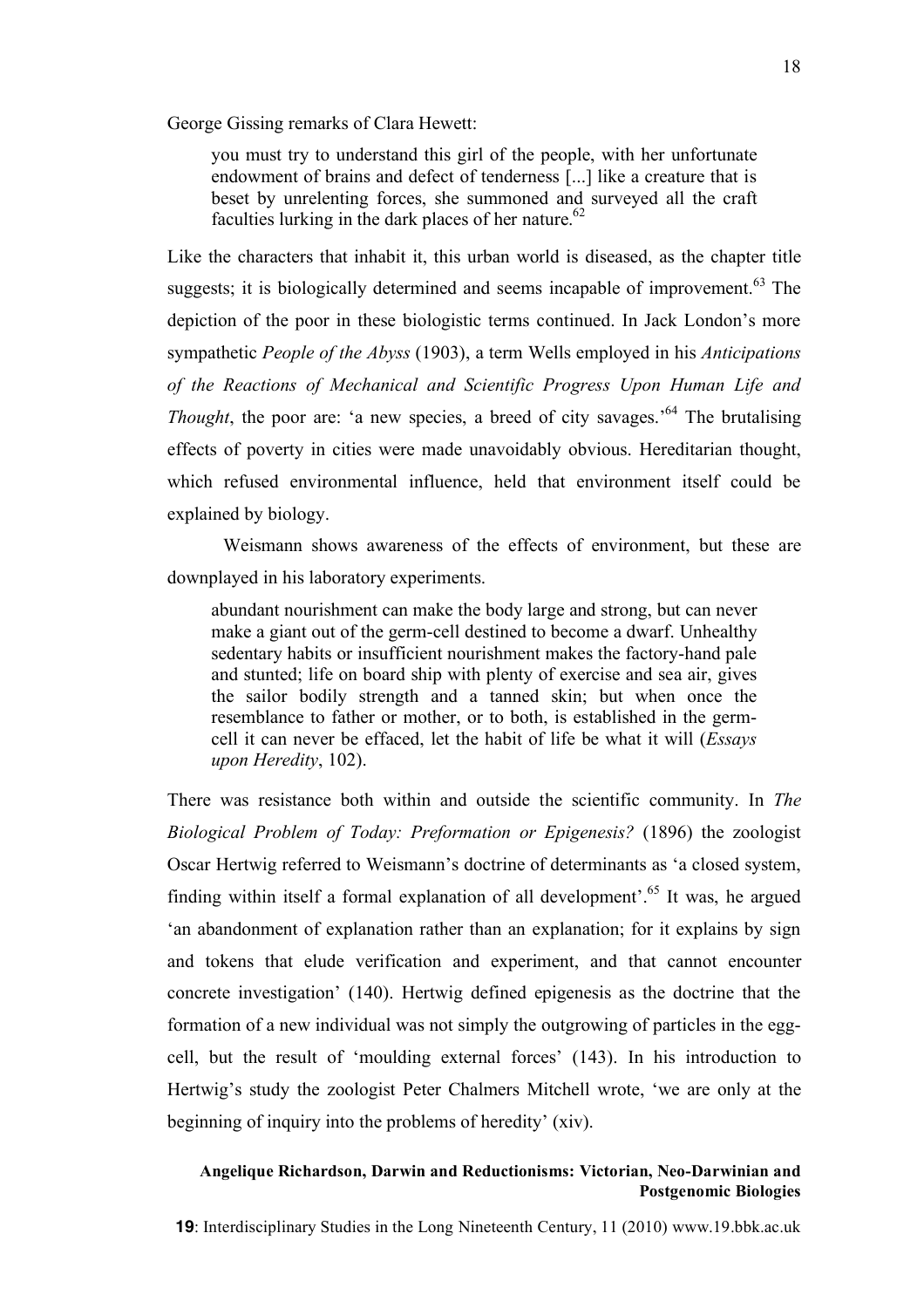George Gissing remarks of Clara Hewett:

> you must try to understand this girl of the people, with her unfortunate endowment of brains and defect of tenderness [...] like a creature that is beset by unrelenting forces, she summoned and surveyed all the craft faculties lurking in the dark places of her nature.[62]

Like the characters that inhabit it, this urban world is diseased, as the chapter title suggests; it is biologically determined and seems incapable of improvement.[63] The depiction of the poor in these biologistic terms continued. In Jack London's more sympathetic *People of the Abyss* (1903), a term Wells employed in his *Anticipations of the Reactions of Mechanical and Scientific Progress Upon Human Life and Thought*, the poor are: 'a new species, a breed of city savages.'[64] The brutalising effects of poverty in cities were made unavoidably obvious. Hereditarian thought, which refused environmental influence, held that environment itself could be explained by biology.

Weismann shows awareness of the effects of environment, but these are downplayed in his laboratory experiments.

> abundant nourishment can make the body large and strong, but can never make a giant out of the germ-cell destined to become a dwarf. Unhealthy sedentary habits or insufficient nourishment makes the factory-hand pale and stunted; life on board ship with plenty of exercise and sea air, gives the sailor bodily strength and a tanned skin; but when once the resemblance to father or mother, or to both, is established in the germ-cell it can never be effaced, let the habit of life be what it will (*Essays upon Heredity*, 102).

There was resistance both within and outside the scientific community. In *The Biological Problem of Today: Preformation or Epigenesis?* (1896) the zoologist Oscar Hertwig referred to Weismann's doctrine of determinants as 'a closed system, finding within itself a formal explanation of all development'.[65] It was, he argued 'an abandonment of explanation rather than an explanation; for it explains by sign and tokens that elude verification and experiment, and that cannot encounter concrete investigation' (140). Hertwig defined epigenesis as the doctrine that the formation of a new individual was not simply the outgrowing of particles in the egg-cell, but the result of 'moulding external forces' (143). In his introduction to Hertwig's study the zoologist Peter Chalmers Mitchell wrote, 'we are only at the beginning of inquiry into the problems of heredity' (xiv).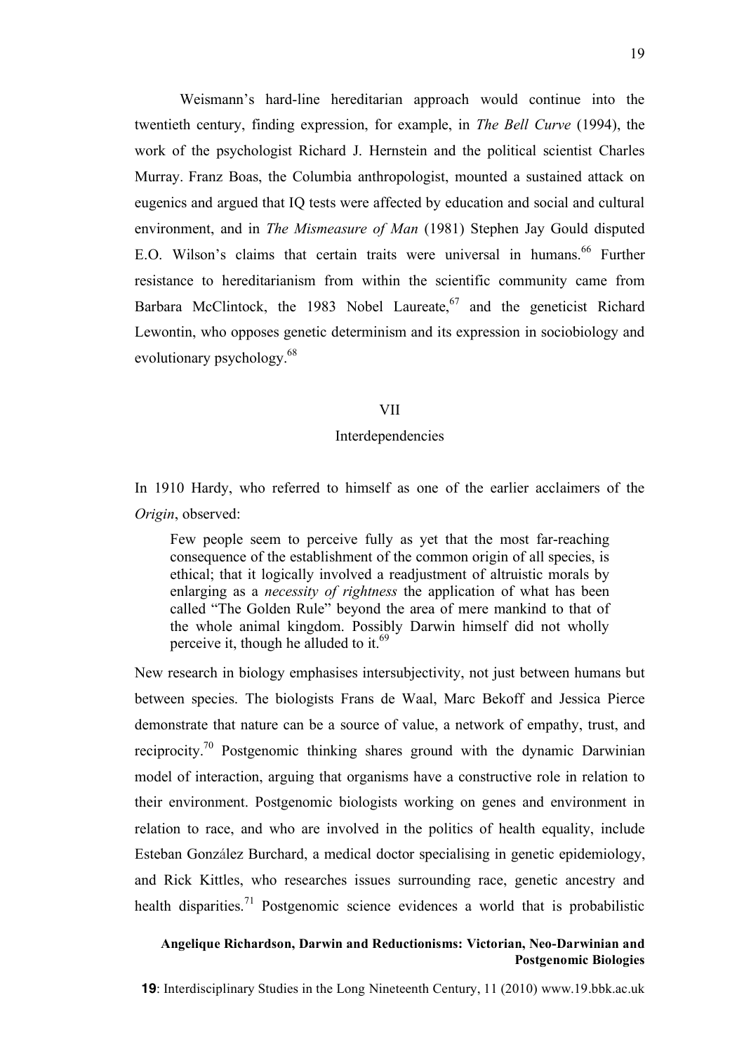Weismann's hard-line hereditarian approach would continue into the twentieth century, finding expression, for example, in *The Bell Curve* (1994), the work of the psychologist Richard J. Hernstein and the political scientist Charles Murray. Franz Boas, the Columbia anthropologist, mounted a sustained attack on eugenics and argued that IQ tests were affected by education and social and cultural environment, and in *The Mismeasure of Man* (1981) Stephen Jay Gould disputed E.O. Wilson's claims that certain traits were universal in humans.[66] Further resistance to hereditarianism from within the scientific community came from Barbara McClintock, the 1983 Nobel Laureate,[67] and the geneticist Richard Lewontin, who opposes genetic determinism and its expression in sociobiology and evolutionary psychology.[68]

## VII

## Interdependencies

In 1910 Hardy, who referred to himself as one of the earlier acclaimers of the *Origin*, observed:

> Few people seem to perceive fully as yet that the most far-reaching consequence of the establishment of the common origin of all species, is ethical; that it logically involved a readjustment of altruistic morals by enlarging as a *necessity of rightness* the application of what has been called "The Golden Rule" beyond the area of mere mankind to that of the whole animal kingdom. Possibly Darwin himself did not wholly perceive it, though he alluded to it.[69]

New research in biology emphasises intersubjectivity, not just between humans but between species. The biologists Frans de Waal, Marc Bekoff and Jessica Pierce demonstrate that nature can be a source of value, a network of empathy, trust, and reciprocity.[70] Postgenomic thinking shares ground with the dynamic Darwinian model of interaction, arguing that organisms have a constructive role in relation to their environment. Postgenomic biologists working on genes and environment in relation to race, and who are involved in the politics of health equality, include Esteban González Burchard, a medical doctor specialising in genetic epidemiology, and Rick Kittles, who researches issues surrounding race, genetic ancestry and health disparities.[71] Postgenomic science evidences a world that is probabilistic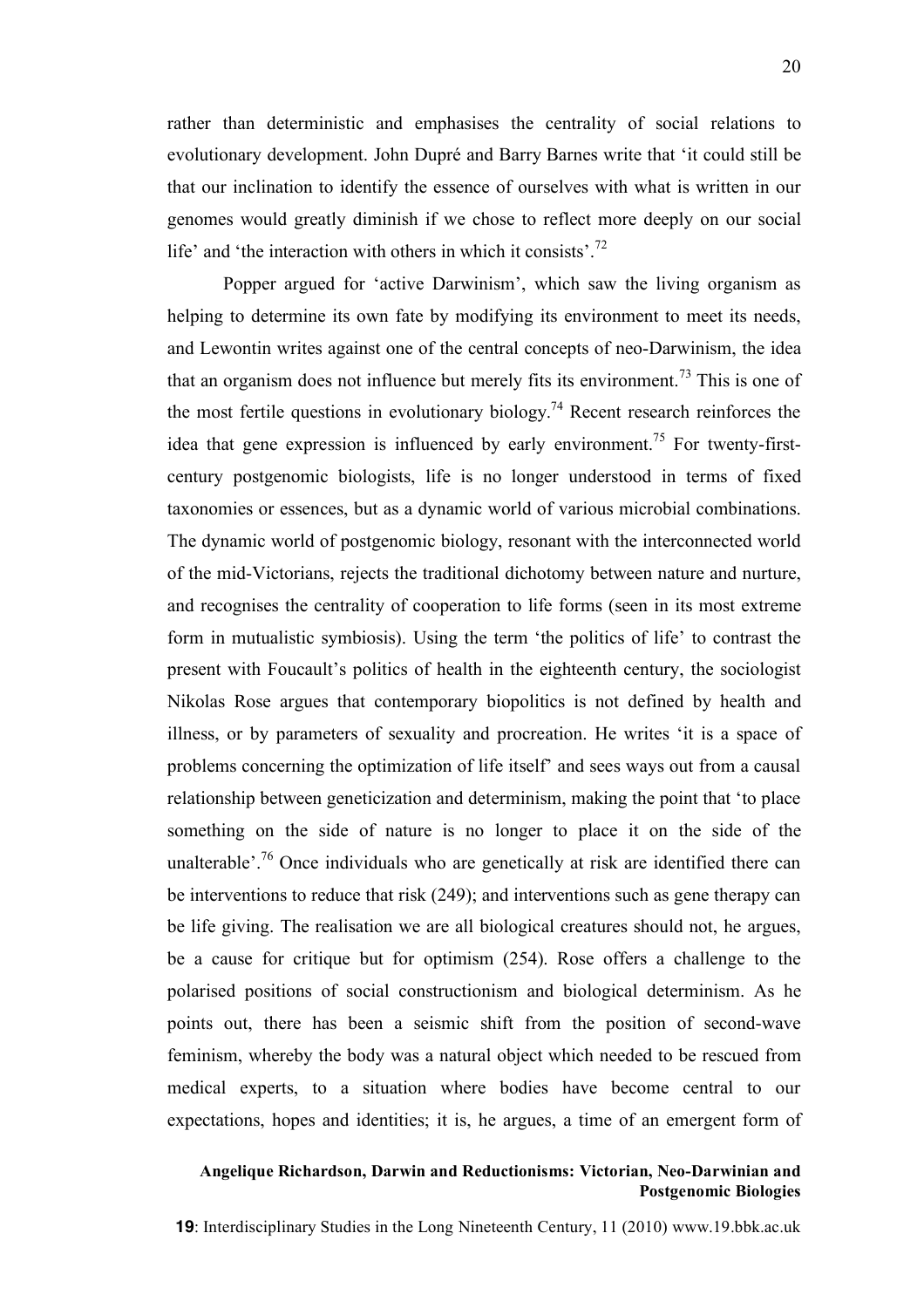rather than deterministic and emphasises the centrality of social relations to evolutionary development. John Dupré and Barry Barnes write that 'it could still be that our inclination to identify the essence of ourselves with what is written in our genomes would greatly diminish if we chose to reflect more deeply on our social life' and 'the interaction with others in which it consists'.[72]

Popper argued for 'active Darwinism', which saw the living organism as helping to determine its own fate by modifying its environment to meet its needs, and Lewontin writes against one of the central concepts of neo-Darwinism, the idea that an organism does not influence but merely fits its environment.[73] This is one of the most fertile questions in evolutionary biology.[74] Recent research reinforces the idea that gene expression is influenced by early environment.[75] For twenty-first-century postgenomic biologists, life is no longer understood in terms of fixed taxonomies or essences, but as a dynamic world of various microbial combinations. The dynamic world of postgenomic biology, resonant with the interconnected world of the mid-Victorians, rejects the traditional dichotomy between nature and nurture, and recognises the centrality of cooperation to life forms (seen in its most extreme form in mutualistic symbiosis). Using the term 'the politics of life' to contrast the present with Foucault's politics of health in the eighteenth century, the sociologist Nikolas Rose argues that contemporary biopolitics is not defined by health and illness, or by parameters of sexuality and procreation. He writes 'it is a space of problems concerning the optimization of life itself' and sees ways out from a causal relationship between geneticization and determinism, making the point that 'to place something on the side of nature is no longer to place it on the side of the unalterable'.[76] Once individuals who are genetically at risk are identified there can be interventions to reduce that risk (249); and interventions such as gene therapy can be life giving. The realisation we are all biological creatures should not, he argues, be a cause for critique but for optimism (254). Rose offers a challenge to the polarised positions of social constructionism and biological determinism. As he points out, there has been a seismic shift from the position of second-wave feminism, whereby the body was a natural object which needed to be rescued from medical experts, to a situation where bodies have become central to our expectations, hopes and identities; it is, he argues, a time of an emergent form of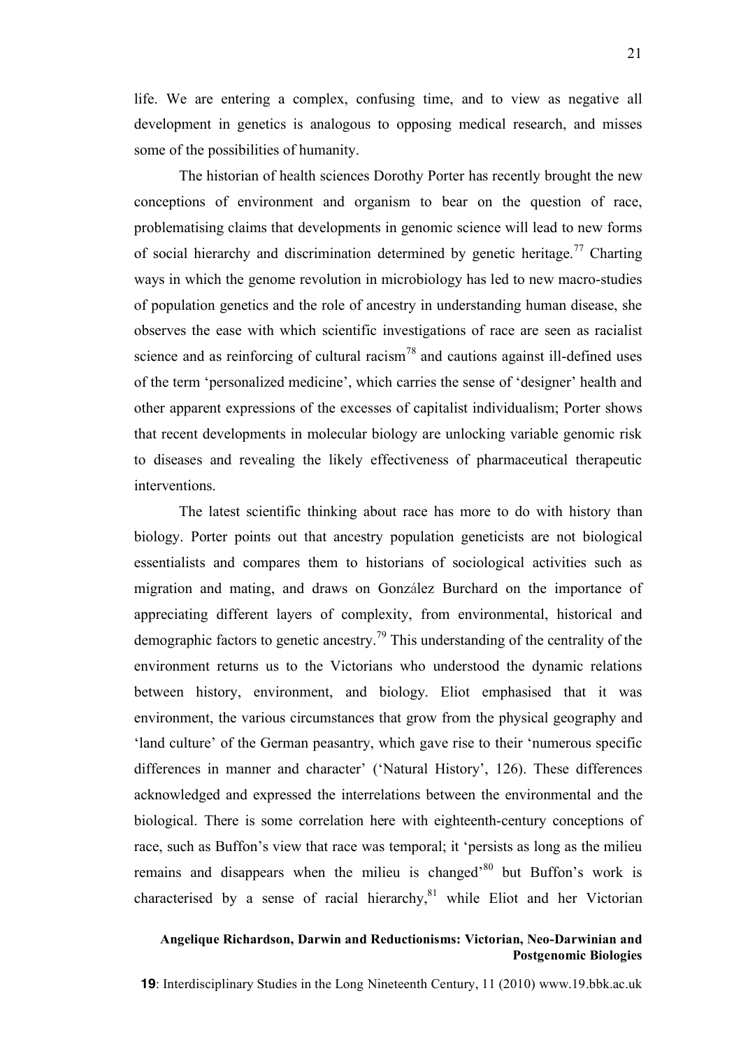life. We are entering a complex, confusing time, and to view as negative all development in genetics is analogous to opposing medical research, and misses some of the possibilities of humanity.

The historian of health sciences Dorothy Porter has recently brought the new conceptions of environment and organism to bear on the question of race, problematising claims that developments in genomic science will lead to new forms of social hierarchy and discrimination determined by genetic heritage.[77] Charting ways in which the genome revolution in microbiology has led to new macro-studies of population genetics and the role of ancestry in understanding human disease, she observes the ease with which scientific investigations of race are seen as racialist science and as reinforcing of cultural racism[78] and cautions against ill-defined uses of the term 'personalized medicine', which carries the sense of 'designer' health and other apparent expressions of the excesses of capitalist individualism; Porter shows that recent developments in molecular biology are unlocking variable genomic risk to diseases and revealing the likely effectiveness of pharmaceutical therapeutic interventions.

The latest scientific thinking about race has more to do with history than biology. Porter points out that ancestry population geneticists are not biological essentialists and compares them to historians of sociological activities such as migration and mating, and draws on González Burchard on the importance of appreciating different layers of complexity, from environmental, historical and demographic factors to genetic ancestry.[79] This understanding of the centrality of the environment returns us to the Victorians who understood the dynamic relations between history, environment, and biology. Eliot emphasised that it was environment, the various circumstances that grow from the physical geography and 'land culture' of the German peasantry, which gave rise to their 'numerous specific differences in manner and character' ('Natural History', 126). These differences acknowledged and expressed the interrelations between the environmental and the biological. There is some correlation here with eighteenth-century conceptions of race, such as Buffon's view that race was temporal; it 'persists as long as the milieu remains and disappears when the milieu is changed'[80] but Buffon's work is characterised by a sense of racial hierarchy,[81] while Eliot and her Victorian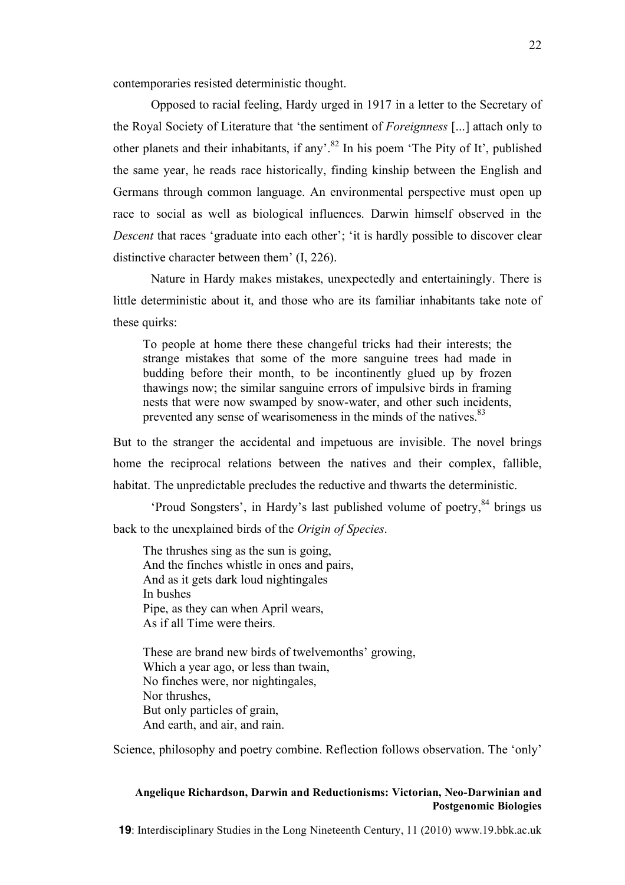contemporaries resisted deterministic thought.

Opposed to racial feeling, Hardy urged in 1917 in a letter to the Secretary of the Royal Society of Literature that 'the sentiment of *Foreignness* [...] attach only to other planets and their inhabitants, if any'.[82] In his poem 'The Pity of It', published the same year, he reads race historically, finding kinship between the English and Germans through common language. An environmental perspective must open up race to social as well as biological influences. Darwin himself observed in the *Descent* that races 'graduate into each other'; 'it is hardly possible to discover clear distinctive character between them' (I, 226).

Nature in Hardy makes mistakes, unexpectedly and entertainingly. There is little deterministic about it, and those who are its familiar inhabitants take note of these quirks:

> To people at home there these changeful tricks had their interests; the strange mistakes that some of the more sanguine trees had made in budding before their month, to be incontinently glued up by frozen thawings now; the similar sanguine errors of impulsive birds in framing nests that were now swamped by snow-water, and other such incidents, prevented any sense of wearisomeness in the minds of the natives.[83]

But to the stranger the accidental and impetuous are invisible. The novel brings home the reciprocal relations between the natives and their complex, fallible, habitat. The unpredictable precludes the reductive and thwarts the deterministic.

'Proud Songsters', in Hardy's last published volume of poetry,[84] brings us back to the unexplained birds of the *Origin of Species*.

> The thrushes sing as the sun is going,  
> And the finches whistle in ones and pairs,  
> And as it gets dark loud nightingales  
> In bushes  
> Pipe, as they can when April wears,  
> As if all Time were theirs.
>
> These are brand new birds of twelvemonths' growing,  
> Which a year ago, or less than twain,  
> No finches were, nor nightingales,  
> Nor thrushes,  
> But only particles of grain,  
> And earth, and air, and rain.

Science, philosophy and poetry combine. Reflection follows observation. The 'only'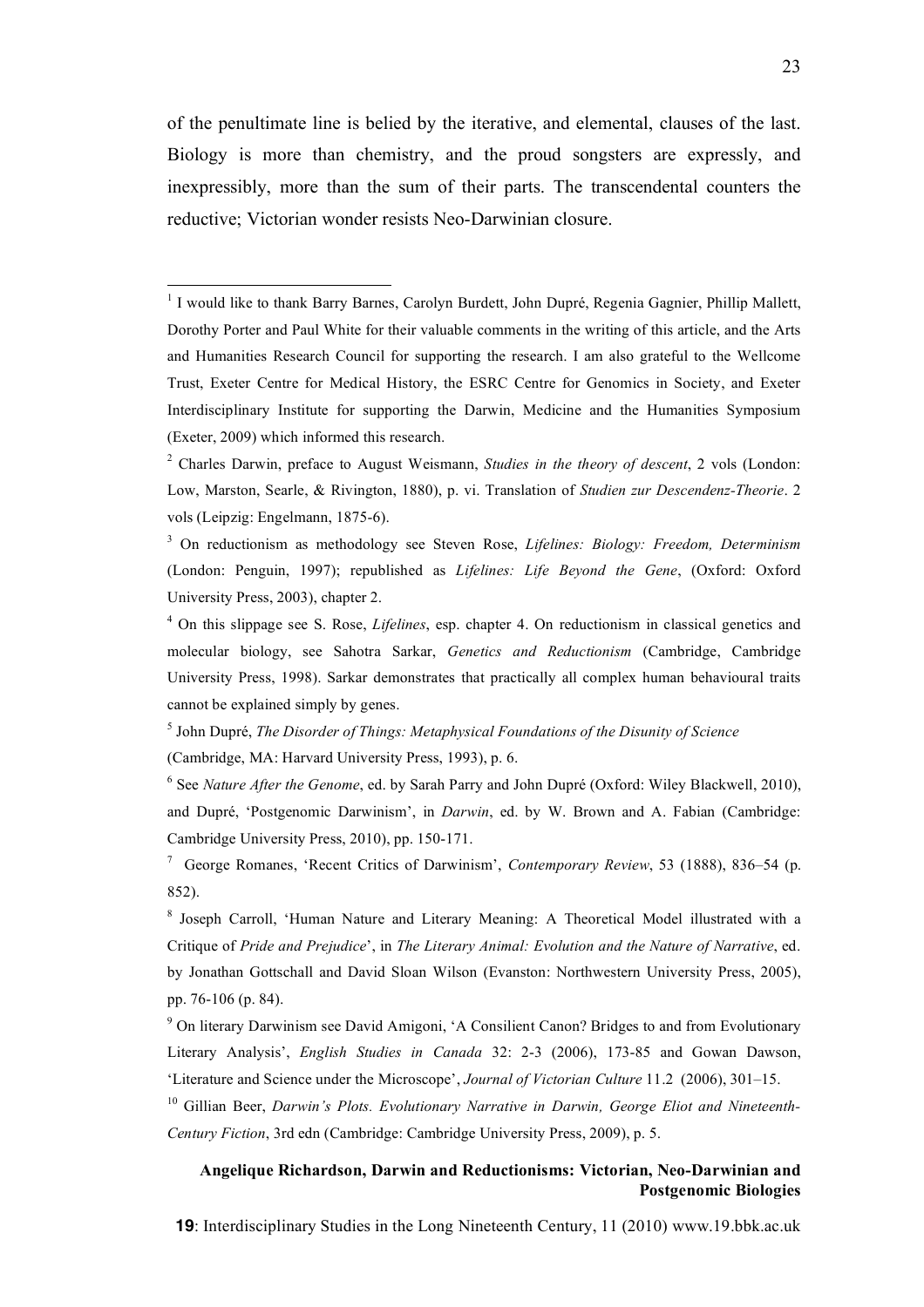of the penultimate line is belied by the iterative, and elemental, clauses of the last. Biology is more than chemistry, and the proud songsters are expressly, and inexpressibly, more than the sum of their parts. The transcendental counters the reductive; Victorian wonder resists Neo-Darwinian closure.

---

[1] I would like to thank Barry Barnes, Carolyn Burdett, John Dupré, Regenia Gagnier, Phillip Mallett, Dorothy Porter and Paul White for their valuable comments in the writing of this article, and the Arts and Humanities Research Council for supporting the research. I am also grateful to the Wellcome Trust, Exeter Centre for Medical History, the ESRC Centre for Genomics in Society, and Exeter Interdisciplinary Institute for supporting the Darwin, Medicine and the Humanities Symposium (Exeter, 2009) which informed this research.

[2] Charles Darwin, preface to August Weismann, *Studies in the theory of descent*, 2 vols (London: Low, Marston, Searle, & Rivington, 1880), p. vi. Translation of *Studien zur Descendenz-Theorie*. 2 vols (Leipzig: Engelmann, 1875-6).

[3] On reductionism as methodology see Steven Rose, *Lifelines: Biology: Freedom, Determinism* (London: Penguin, 1997); republished as *Lifelines: Life Beyond the Gene*, (Oxford: Oxford University Press, 2003), chapter 2.

[4] On this slippage see S. Rose, *Lifelines*, esp. chapter 4. On reductionism in classical genetics and molecular biology, see Sahotra Sarkar, *Genetics and Reductionism* (Cambridge, Cambridge University Press, 1998). Sarkar demonstrates that practically all complex human behavioural traits cannot be explained simply by genes.

[5] John Dupré, *The Disorder of Things: Metaphysical Foundations of the Disunity of Science* (Cambridge, MA: Harvard University Press, 1993), p. 6.

[6] See *Nature After the Genome*, ed. by Sarah Parry and John Dupré (Oxford: Wiley Blackwell, 2010), and Dupré, 'Postgenomic Darwinism', in *Darwin*, ed. by W. Brown and A. Fabian (Cambridge: Cambridge University Press, 2010), pp. 150-171.

[7] George Romanes, 'Recent Critics of Darwinism', *Contemporary Review*, 53 (1888), 836–54 (p. 852).

[8] Joseph Carroll, 'Human Nature and Literary Meaning: A Theoretical Model illustrated with a Critique of *Pride and Prejudice*', in *The Literary Animal: Evolution and the Nature of Narrative*, ed. by Jonathan Gottschall and David Sloan Wilson (Evanston: Northwestern University Press, 2005), pp. 76-106 (p. 84).

[9] On literary Darwinism see David Amigoni, 'A Consilient Canon? Bridges to and from Evolutionary Literary Analysis', *English Studies in Canada* 32: 2-3 (2006), 173-85 and Gowan Dawson, 'Literature and Science under the Microscope', *Journal of Victorian Culture* 11.2 (2006), 301–15.

[10] Gillian Beer, *Darwin's Plots. Evolutionary Narrative in Darwin, George Eliot and Nineteenth-Century Fiction*, 3rd edn (Cambridge: Cambridge University Press, 2009), p. 5.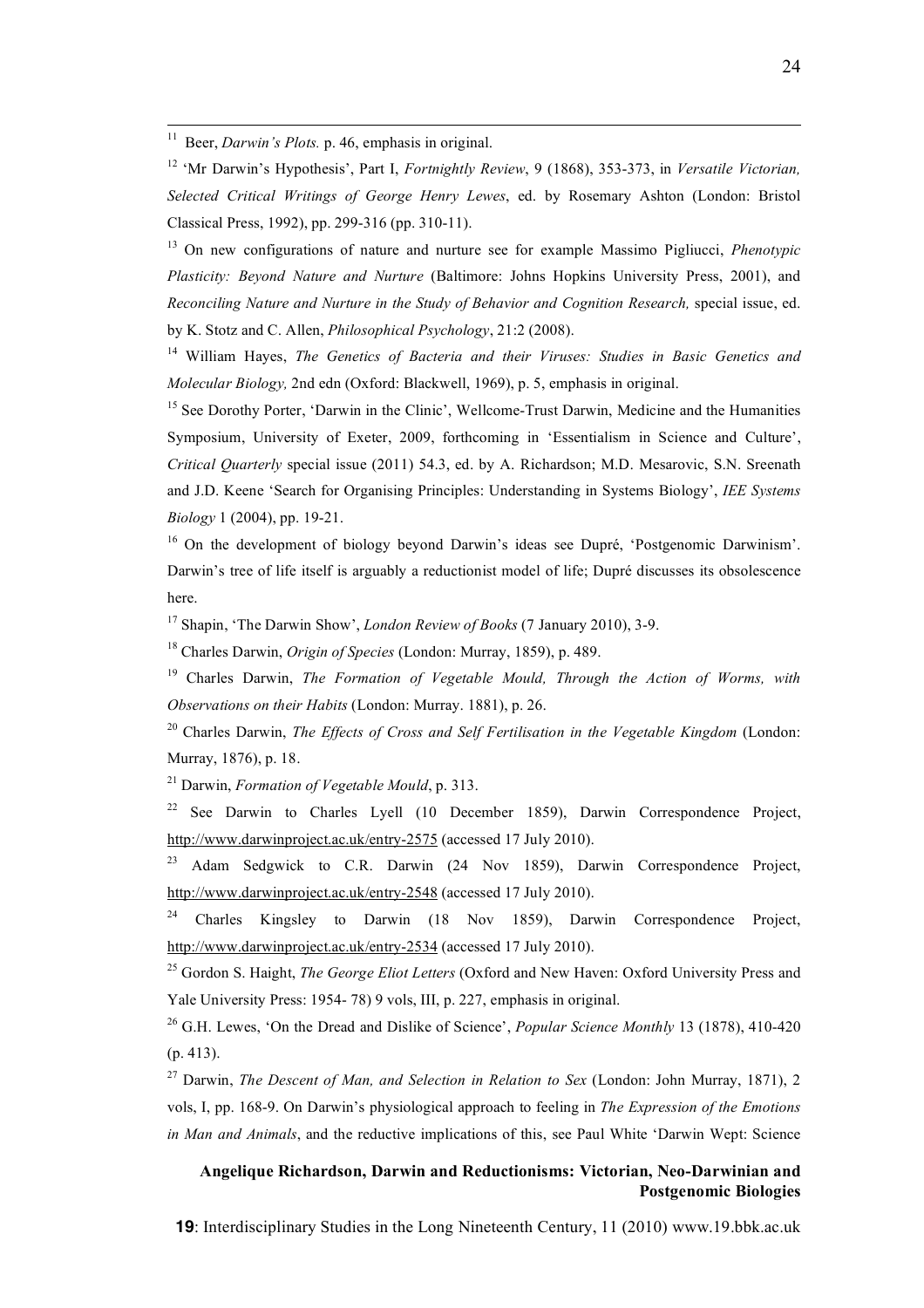[11] Beer, *Darwin's Plots.* p. 46, emphasis in original.

[12] 'Mr Darwin's Hypothesis', Part I, *Fortnightly Review*, 9 (1868), 353-373, in *Versatile Victorian, Selected Critical Writings of George Henry Lewes*, ed. by Rosemary Ashton (London: Bristol Classical Press, 1992), pp. 299-316 (pp. 310-11).

[13] On new configurations of nature and nurture see for example Massimo Pigliucci, *Phenotypic Plasticity: Beyond Nature and Nurture* (Baltimore: Johns Hopkins University Press, 2001), and *Reconciling Nature and Nurture in the Study of Behavior and Cognition Research,* special issue, ed. by K. Stotz and C. Allen, *Philosophical Psychology*, 21:2 (2008).

[14] William Hayes, *The Genetics of Bacteria and their Viruses: Studies in Basic Genetics and Molecular Biology,* 2nd edn (Oxford: Blackwell, 1969), p. 5, emphasis in original.

[15] See Dorothy Porter, 'Darwin in the Clinic', Wellcome-Trust Darwin, Medicine and the Humanities Symposium, University of Exeter, 2009, forthcoming in 'Essentialism in Science and Culture', *Critical Quarterly* special issue (2011) 54.3, ed. by A. Richardson; M.D. Mesarovic, S.N. Sreenath and J.D. Keene 'Search for Organising Principles: Understanding in Systems Biology', *IEE Systems Biology* 1 (2004), pp. 19-21.

[16] On the development of biology beyond Darwin's ideas see Dupré, 'Postgenomic Darwinism'. Darwin's tree of life itself is arguably a reductionist model of life; Dupré discusses its obsolescence here.

[17] Shapin, 'The Darwin Show', *London Review of Books* (7 January 2010), 3-9.

[18] Charles Darwin, *Origin of Species* (London: Murray, 1859), p. 489.

[19] Charles Darwin, *The Formation of Vegetable Mould, Through the Action of Worms, with Observations on their Habits* (London: Murray. 1881), p. 26.

[20] Charles Darwin, *The Effects of Cross and Self Fertilisation in the Vegetable Kingdom* (London: Murray, 1876), p. 18.

[21] Darwin, *Formation of Vegetable Mould*, p. 313.

[22] See Darwin to Charles Lyell (10 December 1859), Darwin Correspondence Project, http://www.darwinproject.ac.uk/entry-2575 (accessed 17 July 2010).

[23] Adam Sedgwick to C.R. Darwin (24 Nov 1859), Darwin Correspondence Project, http://www.darwinproject.ac.uk/entry-2548 (accessed 17 July 2010).

[24] Charles Kingsley to Darwin (18 Nov 1859), Darwin Correspondence Project, http://www.darwinproject.ac.uk/entry-2534 (accessed 17 July 2010).

[25] Gordon S. Haight, *The George Eliot Letters* (Oxford and New Haven: Oxford University Press and Yale University Press: 1954- 78) 9 vols, III, p. 227, emphasis in original.

[26] G.H. Lewes, 'On the Dread and Dislike of Science', *Popular Science Monthly* 13 (1878), 410-420 (p. 413).

[27] Darwin, *The Descent of Man, and Selection in Relation to Sex* (London: John Murray, 1871), 2 vols, I, pp. 168-9. On Darwin's physiological approach to feeling in *The Expression of the Emotions in Man and Animals*, and the reductive implications of this, see Paul White 'Darwin Wept: Science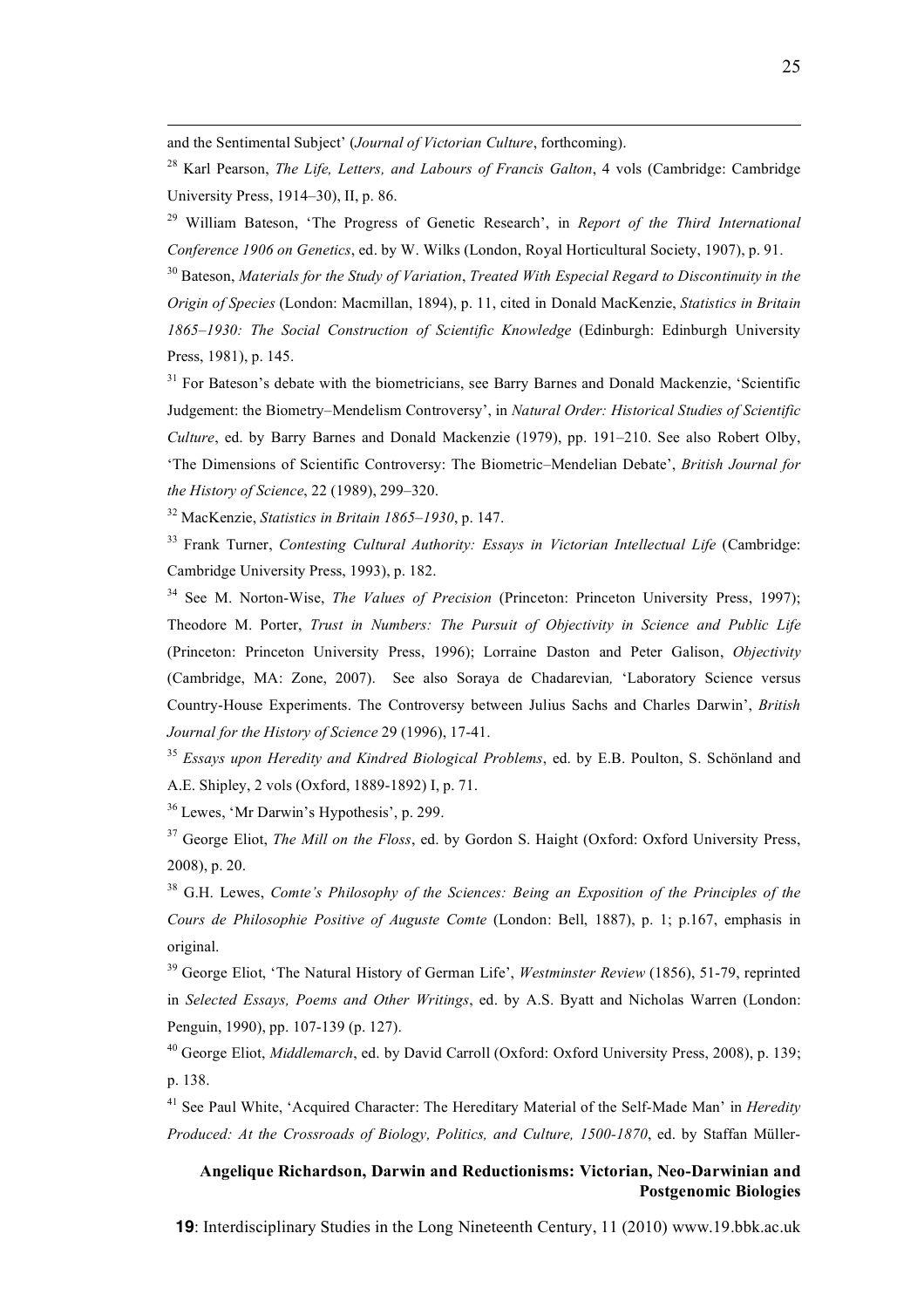and the Sentimental Subject' (*Journal of Victorian Culture*, forthcoming).

[28] Karl Pearson, *The Life, Letters, and Labours of Francis Galton*, 4 vols (Cambridge: Cambridge University Press, 1914–30), II, p. 86.

[29] William Bateson, 'The Progress of Genetic Research', in *Report of the Third International Conference 1906 on Genetics*, ed. by W. Wilks (London, Royal Horticultural Society, 1907), p. 91.

[30] Bateson, *Materials for the Study of Variation*, *Treated With Especial Regard to Discontinuity in the Origin of Species* (London: Macmillan, 1894), p. 11, cited in Donald MacKenzie, *Statistics in Britain 1865–1930: The Social Construction of Scientific Knowledge* (Edinburgh: Edinburgh University Press, 1981), p. 145.

[31] For Bateson's debate with the biometricians, see Barry Barnes and Donald Mackenzie, 'Scientific Judgement: the Biometry–Mendelism Controversy', in *Natural Order: Historical Studies of Scientific Culture*, ed. by Barry Barnes and Donald Mackenzie (1979), pp. 191–210. See also Robert Olby, 'The Dimensions of Scientific Controversy: The Biometric–Mendelian Debate', *British Journal for the History of Science*, 22 (1989), 299–320.

[32] MacKenzie, *Statistics in Britain 1865–1930*, p. 147.

[33] Frank Turner, *Contesting Cultural Authority: Essays in Victorian Intellectual Life* (Cambridge: Cambridge University Press, 1993), p. 182.

[34] See M. Norton-Wise, *The Values of Precision* (Princeton: Princeton University Press, 1997); Theodore M. Porter, *Trust in Numbers: The Pursuit of Objectivity in Science and Public Life* (Princeton: Princeton University Press, 1996); Lorraine Daston and Peter Galison, *Objectivity* (Cambridge, MA: Zone, 2007). See also Soraya de Chadarevian, 'Laboratory Science versus Country-House Experiments. The Controversy between Julius Sachs and Charles Darwin', *British Journal for the History of Science* 29 (1996), 17-41.

[35] *Essays upon Heredity and Kindred Biological Problems*, ed. by E.B. Poulton, S. Schönland and A.E. Shipley, 2 vols (Oxford, 1889-1892) I, p. 71.

[36] Lewes, 'Mr Darwin's Hypothesis', p. 299.

[37] George Eliot, *The Mill on the Floss*, ed. by Gordon S. Haight (Oxford: Oxford University Press, 2008), p. 20.

[38] G.H. Lewes, *Comte's Philosophy of the Sciences: Being an Exposition of the Principles of the Cours de Philosophie Positive of Auguste Comte* (London: Bell, 1887), p. 1; p.167, emphasis in original.

[39] George Eliot, 'The Natural History of German Life', *Westminster Review* (1856), 51-79, reprinted in *Selected Essays, Poems and Other Writings*, ed. by A.S. Byatt and Nicholas Warren (London: Penguin, 1990), pp. 107-139 (p. 127).

[40] George Eliot, *Middlemarch*, ed. by David Carroll (Oxford: Oxford University Press, 2008), p. 139; p. 138.

[41] See Paul White, 'Acquired Character: The Hereditary Material of the Self-Made Man' in *Heredity Produced: At the Crossroads of Biology, Politics, and Culture, 1500-1870*, ed. by Staffan Müller-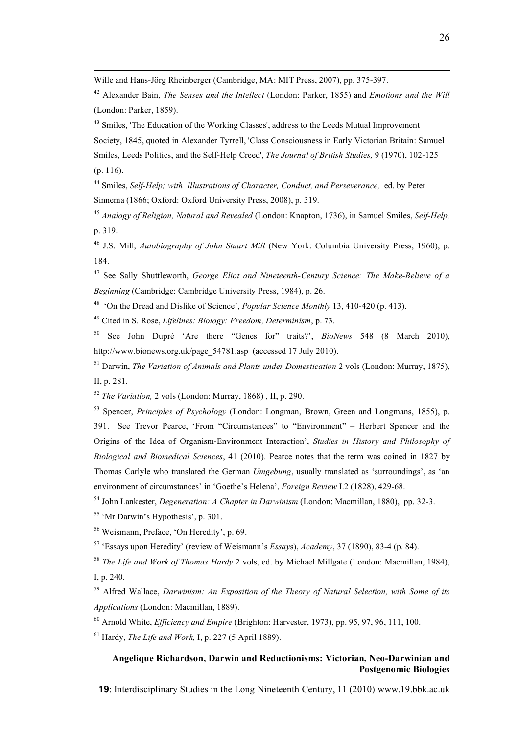Wille and Hans-Jörg Rheinberger (Cambridge, MA: MIT Press, 2007), pp. 375-397.

[42] Alexander Bain, *The Senses and the Intellect* (London: Parker, 1855) and *Emotions and the Will* (London: Parker, 1859).

[43] Smiles, 'The Education of the Working Classes', address to the Leeds Mutual Improvement Society, 1845, quoted in Alexander Tyrrell, 'Class Consciousness in Early Victorian Britain: Samuel Smiles, Leeds Politics, and the Self-Help Creed', *The Journal of British Studies,* 9 (1970), 102-125 (p. 116).

[44] Smiles, *Self-Help; with Illustrations of Character, Conduct, and Perseverance,* ed. by Peter Sinnema (1866; Oxford: Oxford University Press, 2008), p. 319.

[45] *Analogy of Religion, Natural and Revealed* (London: Knapton, 1736), in Samuel Smiles, *Self-Help,* p. 319.

[46] J.S. Mill, *Autobiography of John Stuart Mill* (New York: Columbia University Press, 1960), p. 184.

[47] See Sally Shuttleworth, *George Eliot and Nineteenth-Century Science: The Make-Believe of a Beginning* (Cambridge: Cambridge University Press, 1984), p. 26.

[48] 'On the Dread and Dislike of Science', *Popular Science Monthly* 13, 410-420 (p. 413).

[49] Cited in S. Rose, *Lifelines: Biology: Freedom, Determinism*, p. 73.

[50] See John Dupré 'Are there "Genes for" traits?', *BioNews* 548 (8 March 2010), http://www.bionews.org.uk/page_54781.asp (accessed 17 July 2010).

[51] Darwin, *The Variation of Animals and Plants under Domestication* 2 vols (London: Murray, 1875), II, p. 281.

[52] *The Variation,* 2 vols (London: Murray, 1868) , II, p. 290.

[53] Spencer, *Principles of Psychology* (London: Longman, Brown, Green and Longmans, 1855), p. 391. See Trevor Pearce, 'From "Circumstances" to "Environment" – Herbert Spencer and the Origins of the Idea of Organism-Environment Interaction', *Studies in History and Philosophy of Biological and Biomedical Sciences*, 41 (2010). Pearce notes that the term was coined in 1827 by Thomas Carlyle who translated the German *Umgebung*, usually translated as 'surroundings', as 'an environment of circumstances' in 'Goethe's Helena', *Foreign Review* I.2 (1828), 429-68.

[54] John Lankester, *Degeneration: A Chapter in Darwinism* (London: Macmillan, 1880), pp. 32-3.

[55] 'Mr Darwin's Hypothesis', p. 301.

[56] Weismann, Preface, 'On Heredity', p. 69.

[57] 'Essays upon Heredity' (review of Weismann's *Essays*), *Academy*, 37 (1890), 83-4 (p. 84).

[58] *The Life and Work of Thomas Hardy* 2 vols, ed. by Michael Millgate (London: Macmillan, 1984), I, p. 240.

[59] Alfred Wallace, *Darwinism: An Exposition of the Theory of Natural Selection, with Some of its Applications* (London: Macmillan, 1889).

[60] Arnold White, *Efficiency and Empire* (Brighton: Harvester, 1973), pp. 95, 97, 96, 111, 100.

[61] Hardy, *The Life and Work,* I, p. 227 (5 April 1889).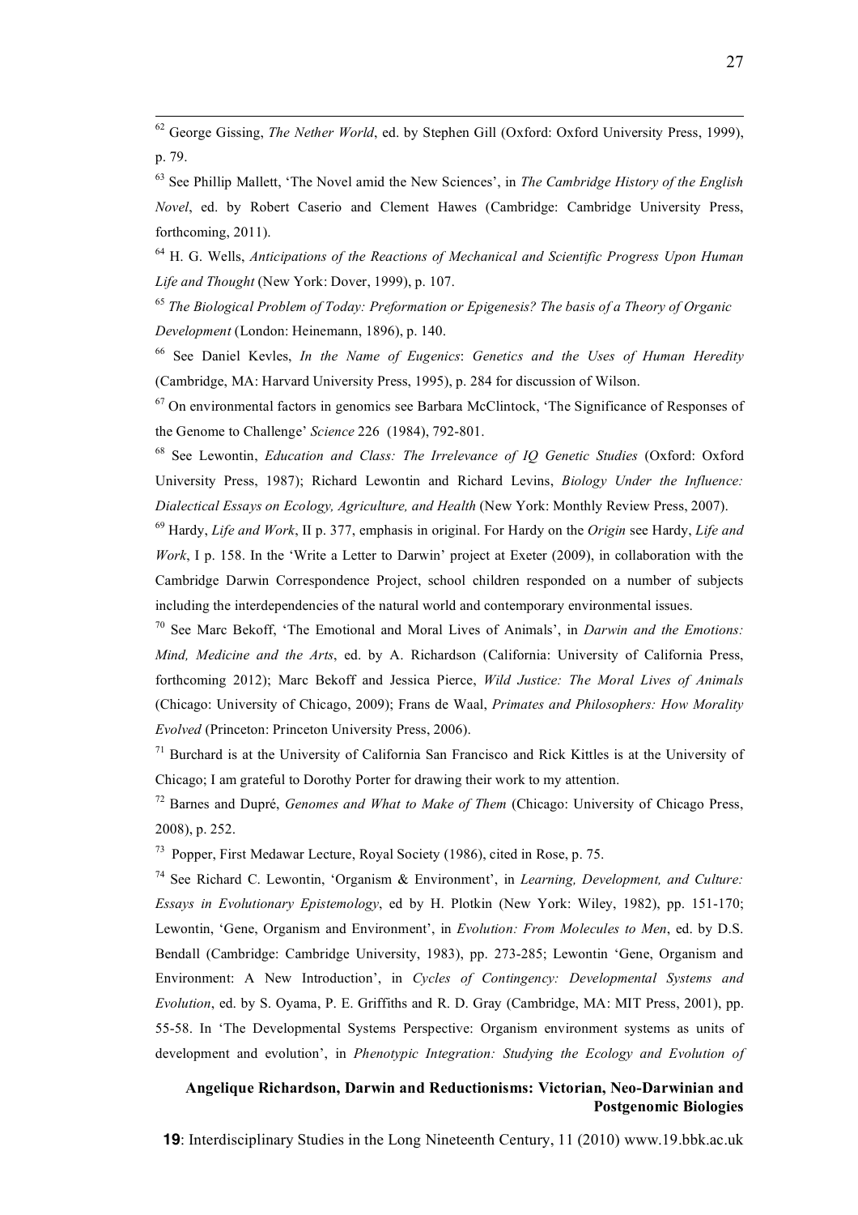[62] George Gissing, *The Nether World*, ed. by Stephen Gill (Oxford: Oxford University Press, 1999), p. 79.

[63] See Phillip Mallett, 'The Novel amid the New Sciences', in *The Cambridge History of the English Novel*, ed. by Robert Caserio and Clement Hawes (Cambridge: Cambridge University Press, forthcoming, 2011).

[64] H. G. Wells, *Anticipations of the Reactions of Mechanical and Scientific Progress Upon Human Life and Thought* (New York: Dover, 1999), p. 107.

[65] *The Biological Problem of Today: Preformation or Epigenesis? The basis of a Theory of Organic Development* (London: Heinemann, 1896), p. 140.

[66] See Daniel Kevles, *In the Name of Eugenics*: *Genetics and the Uses of Human Heredity* (Cambridge, MA: Harvard University Press, 1995), p. 284 for discussion of Wilson.

[67] On environmental factors in genomics see Barbara McClintock, 'The Significance of Responses of the Genome to Challenge' *Science* 226 (1984), 792-801.

[68] See Lewontin, *Education and Class: The Irrelevance of IQ Genetic Studies* (Oxford: Oxford University Press, 1987); Richard Lewontin and Richard Levins, *Biology Under the Influence: Dialectical Essays on Ecology, Agriculture, and Health* (New York: Monthly Review Press, 2007).

[69] Hardy, *Life and Work*, II p. 377, emphasis in original. For Hardy on the *Origin* see Hardy, *Life and Work*, I p. 158. In the 'Write a Letter to Darwin' project at Exeter (2009), in collaboration with the Cambridge Darwin Correspondence Project, school children responded on a number of subjects including the interdependencies of the natural world and contemporary environmental issues.

[70] See Marc Bekoff, 'The Emotional and Moral Lives of Animals', in *Darwin and the Emotions: Mind, Medicine and the Arts*, ed. by A. Richardson (California: University of California Press, forthcoming 2012); Marc Bekoff and Jessica Pierce, *Wild Justice: The Moral Lives of Animals* (Chicago: University of Chicago, 2009); Frans de Waal, *Primates and Philosophers: How Morality Evolved* (Princeton: Princeton University Press, 2006).

[71] Burchard is at the University of California San Francisco and Rick Kittles is at the University of Chicago; I am grateful to Dorothy Porter for drawing their work to my attention.

[72] Barnes and Dupré, *Genomes and What to Make of Them* (Chicago: University of Chicago Press, 2008), p. 252.

[73] Popper, First Medawar Lecture, Royal Society (1986), cited in Rose, p. 75.

[74] See Richard C. Lewontin, 'Organism & Environment', in *Learning, Development, and Culture: Essays in Evolutionary Epistemology*, ed by H. Plotkin (New York: Wiley, 1982), pp. 151-170; Lewontin, 'Gene, Organism and Environment', in *Evolution: From Molecules to Men*, ed. by D.S. Bendall (Cambridge: Cambridge University, 1983), pp. 273-285; Lewontin 'Gene, Organism and Environment: A New Introduction', in *Cycles of Contingency: Developmental Systems and Evolution*, ed. by S. Oyama, P. E. Griffiths and R. D. Gray (Cambridge, MA: MIT Press, 2001), pp. 55-58. In 'The Developmental Systems Perspective: Organism environment systems as units of development and evolution', in *Phenotypic Integration: Studying the Ecology and Evolution of*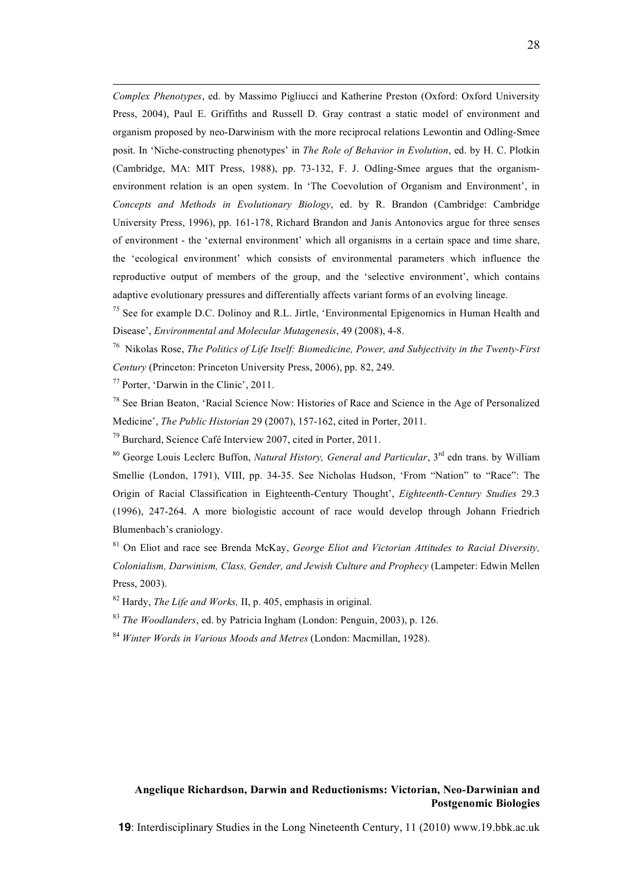*Complex Phenotypes*, ed. by Massimo Pigliucci and Katherine Preston (Oxford: Oxford University Press, 2004), Paul E. Griffiths and Russell D. Gray contrast a static model of environment and organism proposed by neo-Darwinism with the more reciprocal relations Lewontin and Odling-Smee posit. In 'Niche-constructing phenotypes' in *The Role of Behavior in Evolution*, ed. by H. C. Plotkin (Cambridge, MA: MIT Press, 1988), pp. 73-132, F. J. Odling-Smee argues that the organism-environment relation is an open system. In 'The Coevolution of Organism and Environment', in *Concepts and Methods in Evolutionary Biology*, ed. by R. Brandon (Cambridge: Cambridge University Press, 1996), pp. 161-178, Richard Brandon and Janis Antonovics argue for three senses of environment - the 'external environment' which all organisms in a certain space and time share, the 'ecological environment' which consists of environmental parameters which influence the reproductive output of members of the group, and the 'selective environment', which contains adaptive evolutionary pressures and differentially affects variant forms of an evolving lineage.

[75] See for example D.C. Dolinoy and R.L. Jirtle, 'Environmental Epigenomics in Human Health and Disease', *Environmental and Molecular Mutagenesis*, 49 (2008), 4-8.

[76] Nikolas Rose, *The Politics of Life Itself: Biomedicine, Power, and Subjectivity in the Twenty-First Century* (Princeton: Princeton University Press, 2006), pp. 82, 249.

[77] Porter, 'Darwin in the Clinic', 2011.

[78] See Brian Beaton, 'Racial Science Now: Histories of Race and Science in the Age of Personalized Medicine', *The Public Historian* 29 (2007), 157-162, cited in Porter, 2011.

[79] Burchard, Science Café Interview 2007, cited in Porter, 2011.

[80] George Louis Leclerc Buffon, *Natural History, General and Particular*, 3rd edn trans. by William Smellie (London, 1791), VIII, pp. 34-35. See Nicholas Hudson, 'From "Nation" to "Race": The Origin of Racial Classification in Eighteenth-Century Thought', *Eighteenth-Century Studies* 29.3 (1996), 247-264. A more biologistic account of race would develop through Johann Friedrich Blumenbach's craniology.

[81] On Eliot and race see Brenda McKay, *George Eliot and Victorian Attitudes to Racial Diversity, Colonialism, Darwinism, Class, Gender, and Jewish Culture and Prophecy* (Lampeter: Edwin Mellen Press, 2003).

[82] Hardy, *The Life and Works,* II, p. 405, emphasis in original.

[83] *The Woodlanders*, ed. by Patricia Ingham (London: Penguin, 2003), p. 126.

[84] *Winter Words in Various Moods and Metres* (London: Macmillan, 1928).